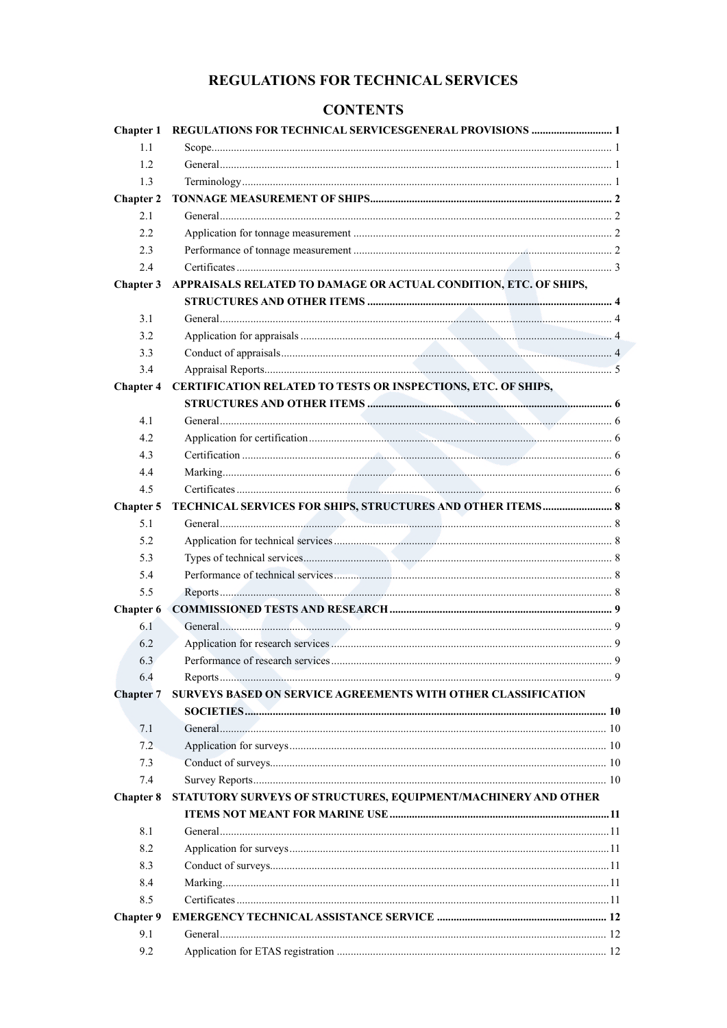# REGULATIONS FOR TECHNICAL SERVICES

## CONTENTS

| | | |
|---|---|---|
| **Chapter 1** | **REGULATIONS FOR TECHNICAL SERVICESGENERAL PROVISIONS** | **1** |
| 1.1 | Scope | 1 |
| 1.2 | General | 1 |
| 1.3 | Terminology | 1 |
| **Chapter 2** | **TONNAGE MEASUREMENT OF SHIPS** | **2** |
| 2.1 | General | 2 |
| 2.2 | Application for tonnage measurement | 2 |
| 2.3 | Performance of tonnage measurement | 2 |
| 2.4 | Certificates | 3 |
| **Chapter 3** | **APPRAISALS RELATED TO DAMAGE OR ACTUAL CONDITION, ETC. OF SHIPS, STRUCTURES AND OTHER ITEMS** | **4** |
| 3.1 | General | 4 |
| 3.2 | Application for appraisals | 4 |
| 3.3 | Conduct of appraisals | 4 |
| 3.4 | Appraisal Reports | 5 |
| **Chapter 4** | **CERTIFICATION RELATED TO TESTS OR INSPECTIONS, ETC. OF SHIPS, STRUCTURES AND OTHER ITEMS** | **6** |
| 4.1 | General | 6 |
| 4.2 | Application for certification | 6 |
| 4.3 | Certification | 6 |
| 4.4 | Marking | 6 |
| 4.5 | Certificates | 6 |
| **Chapter 5** | **TECHNICAL SERVICES FOR SHIPS, STRUCTURES AND OTHER ITEMS** | **8** |
| 5.1 | General | 8 |
| 5.2 | Application for technical services | 8 |
| 5.3 | Types of technical services | 8 |
| 5.4 | Performance of technical services | 8 |
| 5.5 | Reports | 8 |
| **Chapter 6** | **COMMISSIONED TESTS AND RESEARCH** | **9** |
| 6.1 | General | 9 |
| 6.2 | Application for research services | 9 |
| 6.3 | Performance of research services | 9 |
| 6.4 | Reports | 9 |
| **Chapter 7** | **SURVEYS BASED ON SERVICE AGREEMENTS WITH OTHER CLASSIFICATION SOCIETIES** | **10** |
| 7.1 | General | 10 |
| 7.2 | Application for surveys | 10 |
| 7.3 | Conduct of surveys | 10 |
| 7.4 | Survey Reports | 10 |
| **Chapter 8** | **STATUTORY SURVEYS OF STRUCTURES, EQUIPMENT/MACHINERY AND OTHER ITEMS NOT MEANT FOR MARINE USE** | **11** |
| 8.1 | General | 11 |
| 8.2 | Application for surveys | 11 |
| 8.3 | Conduct of surveys | 11 |
| 8.4 | Marking | 11 |
| 8.5 | Certificates | 11 |
| **Chapter 9** | **EMERGENCY TECHNICAL ASSISTANCE SERVICE** | **12** |
| 9.1 | General | 12 |
| 9.2 | Application for ETAS registration | 12 |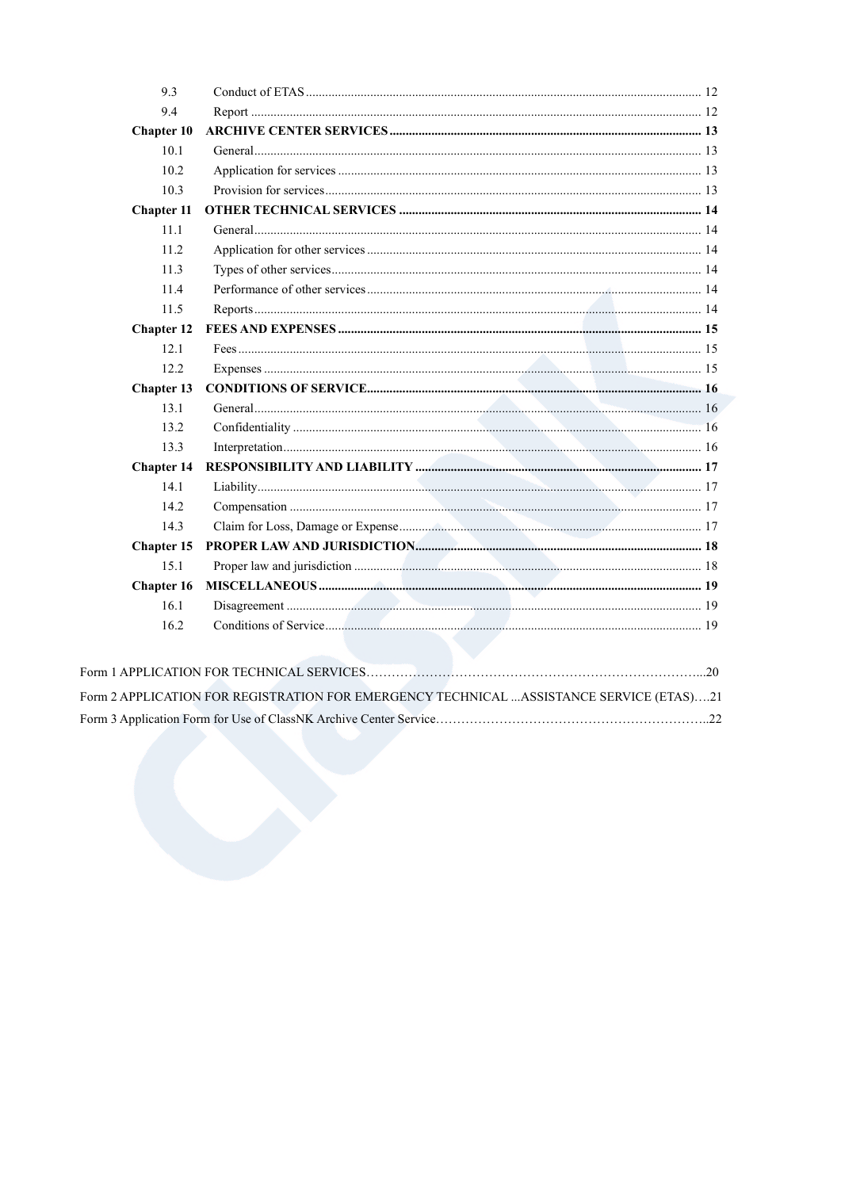| | | |
|---|---|---|
| 9.3 | Conduct of ETAS | 12 |
| 9.4 | Report | 12 |
| **Chapter 10** | **ARCHIVE CENTER SERVICES** | **13** |
| 10.1 | General | 13 |
| 10.2 | Application for services | 13 |
| 10.3 | Provision for services | 13 |
| **Chapter 11** | **OTHER TECHNICAL SERVICES** | **14** |
| 11.1 | General | 14 |
| 11.2 | Application for other services | 14 |
| 11.3 | Types of other services | 14 |
| 11.4 | Performance of other services | 14 |
| 11.5 | Reports | 14 |
| **Chapter 12** | **FEES AND EXPENSES** | **15** |
| 12.1 | Fees | 15 |
| 12.2 | Expenses | 15 |
| **Chapter 13** | **CONDITIONS OF SERVICE** | **16** |
| 13.1 | General | 16 |
| 13.2 | Confidentiality | 16 |
| 13.3 | Interpretation | 16 |
| **Chapter 14** | **RESPONSIBILITY AND LIABILITY** | **17** |
| 14.1 | Liability | 17 |
| 14.2 | Compensation | 17 |
| 14.3 | Claim for Loss, Damage or Expense | 17 |
| **Chapter 15** | **PROPER LAW AND JURISDICTION** | **18** |
| 15.1 | Proper law and jurisdiction | 18 |
| **Chapter 16** | **MISCELLANEOUS** | **19** |
| 16.1 | Disagreement | 19 |
| 16.2 | Conditions of Service | 19 |

Form 1 APPLICATION FOR TECHNICAL SERVICES……………………………………………………………………..20

Form 2 APPLICATION FOR REGISTRATION FOR EMERGENCY TECHNICAL ...ASSISTANCE SERVICE (ETAS)….21

Form 3 Application Form for Use of ClassNK Archive Center Service………………………………………………………..22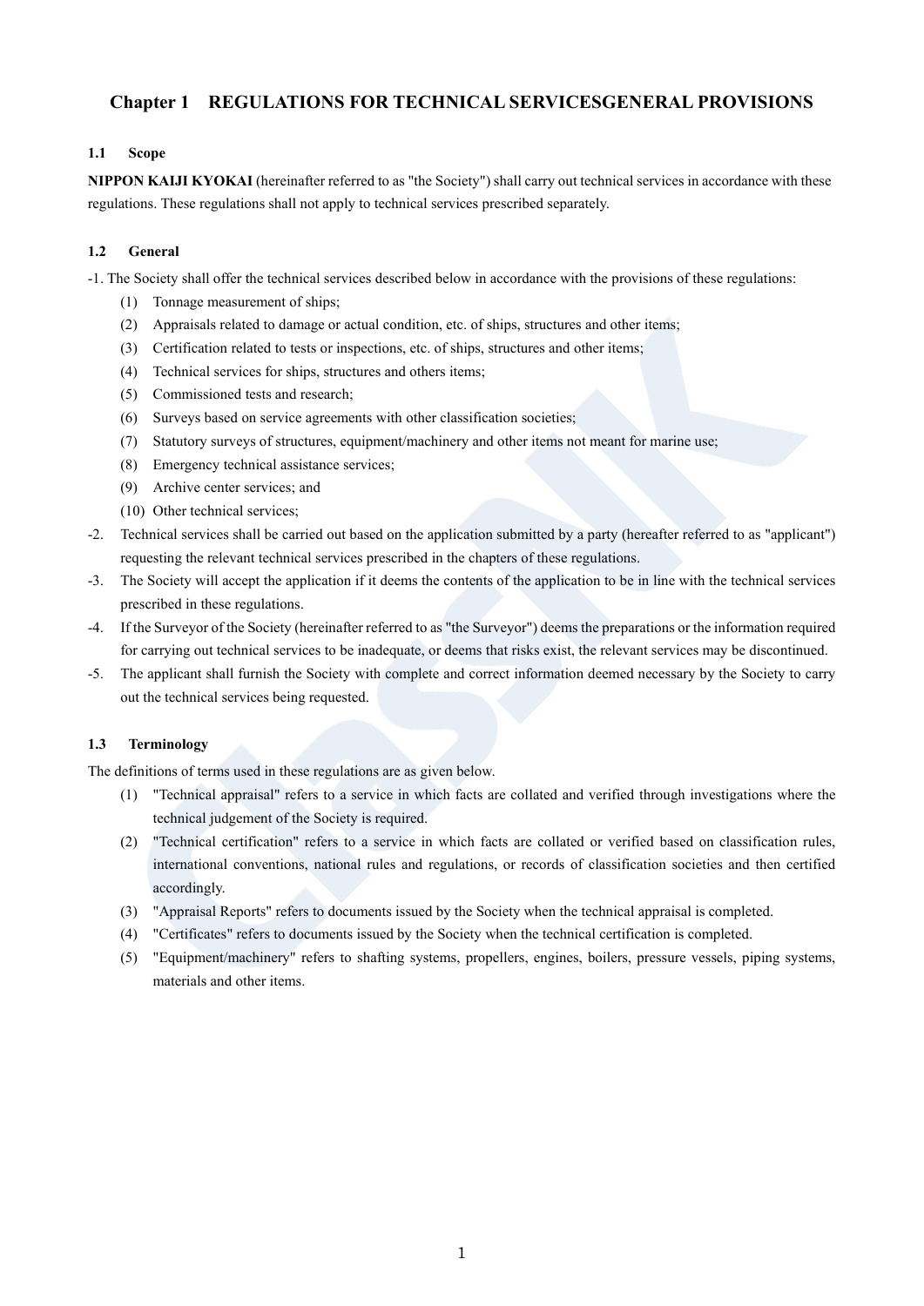# Chapter 1 REGULATIONS FOR TECHNICAL SERVICESGENERAL PROVISIONS

### 1.1 Scope

**NIPPON KAIJI KYOKAI** (hereinafter referred to as "the Society") shall carry out technical services in accordance with these regulations. These regulations shall not apply to technical services prescribed separately.

### 1.2 General

-1. The Society shall offer the technical services described below in accordance with the provisions of these regulations:

(1) Tonnage measurement of ships;
(2) Appraisals related to damage or actual condition, etc. of ships, structures and other items;
(3) Certification related to tests or inspections, etc. of ships, structures and other items;
(4) Technical services for ships, structures and others items;
(5) Commissioned tests and research;
(6) Surveys based on service agreements with other classification societies;
(7) Statutory surveys of structures, equipment/machinery and other items not meant for marine use;
(8) Emergency technical assistance services;
(9) Archive center services; and
(10) Other technical services;

-2. Technical services shall be carried out based on the application submitted by a party (hereafter referred to as "applicant") requesting the relevant technical services prescribed in the chapters of these regulations.

-3. The Society will accept the application if it deems the contents of the application to be in line with the technical services prescribed in these regulations.

-4. If the Surveyor of the Society (hereinafter referred to as "the Surveyor") deems the preparations or the information required for carrying out technical services to be inadequate, or deems that risks exist, the relevant services may be discontinued.

-5. The applicant shall furnish the Society with complete and correct information deemed necessary by the Society to carry out the technical services being requested.

### 1.3 Terminology

The definitions of terms used in these regulations are as given below.

(1) "Technical appraisal" refers to a service in which facts are collated and verified through investigations where the technical judgement of the Society is required.
(2) "Technical certification" refers to a service in which facts are collated or verified based on classification rules, international conventions, national rules and regulations, or records of classification societies and then certified accordingly.
(3) "Appraisal Reports" refers to documents issued by the Society when the technical appraisal is completed.
(4) "Certificates" refers to documents issued by the Society when the technical certification is completed.
(5) "Equipment/machinery" refers to shafting systems, propellers, engines, boilers, pressure vessels, piping systems, materials and other items.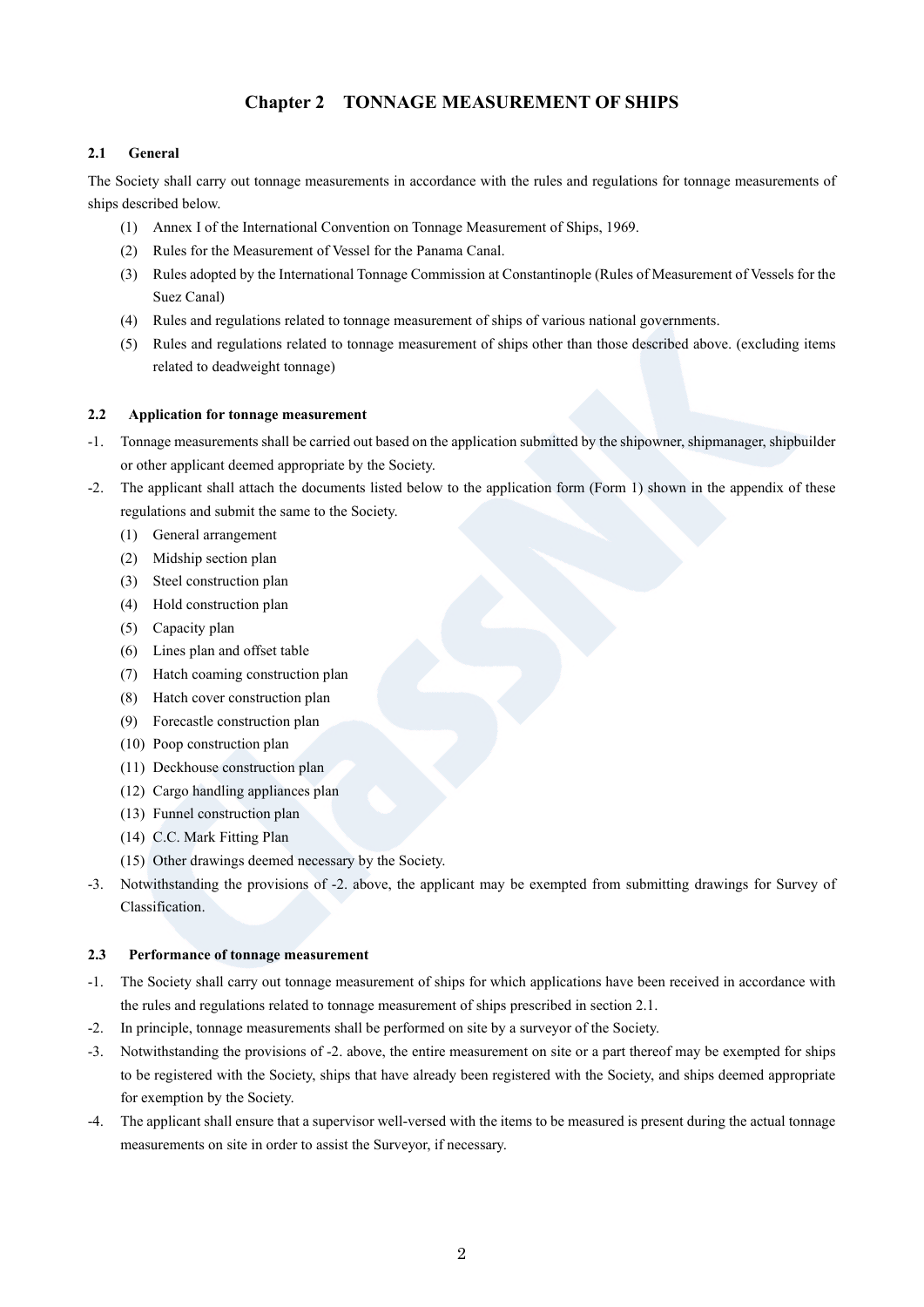# Chapter 2 TONNAGE MEASUREMENT OF SHIPS

### 2.1 General

The Society shall carry out tonnage measurements in accordance with the rules and regulations for tonnage measurements of ships described below.

(1) Annex I of the International Convention on Tonnage Measurement of Ships, 1969.

(2) Rules for the Measurement of Vessel for the Panama Canal.

(3) Rules adopted by the International Tonnage Commission at Constantinople (Rules of Measurement of Vessels for the Suez Canal)

(4) Rules and regulations related to tonnage measurement of ships of various national governments.

(5) Rules and regulations related to tonnage measurement of ships other than those described above. (excluding items related to deadweight tonnage)

### 2.2 Application for tonnage measurement

-1. Tonnage measurements shall be carried out based on the application submitted by the shipowner, shipmanager, shipbuilder or other applicant deemed appropriate by the Society.

-2. The applicant shall attach the documents listed below to the application form (Form 1) shown in the appendix of these regulations and submit the same to the Society.

(1) General arrangement

(2) Midship section plan

(3) Steel construction plan

(4) Hold construction plan

(5) Capacity plan

(6) Lines plan and offset table

(7) Hatch coaming construction plan

(8) Hatch cover construction plan

(9) Forecastle construction plan

(10) Poop construction plan

(11) Deckhouse construction plan

(12) Cargo handling appliances plan

(13) Funnel construction plan

(14) C.C. Mark Fitting Plan

(15) Other drawings deemed necessary by the Society.

-3. Notwithstanding the provisions of -2. above, the applicant may be exempted from submitting drawings for Survey of Classification.

### 2.3 Performance of tonnage measurement

-1. The Society shall carry out tonnage measurement of ships for which applications have been received in accordance with the rules and regulations related to tonnage measurement of ships prescribed in section 2.1.

-2. In principle, tonnage measurements shall be performed on site by a surveyor of the Society.

-3. Notwithstanding the provisions of -2. above, the entire measurement on site or a part thereof may be exempted for ships to be registered with the Society, ships that have already been registered with the Society, and ships deemed appropriate for exemption by the Society.

-4. The applicant shall ensure that a supervisor well-versed with the items to be measured is present during the actual tonnage measurements on site in order to assist the Surveyor, if necessary.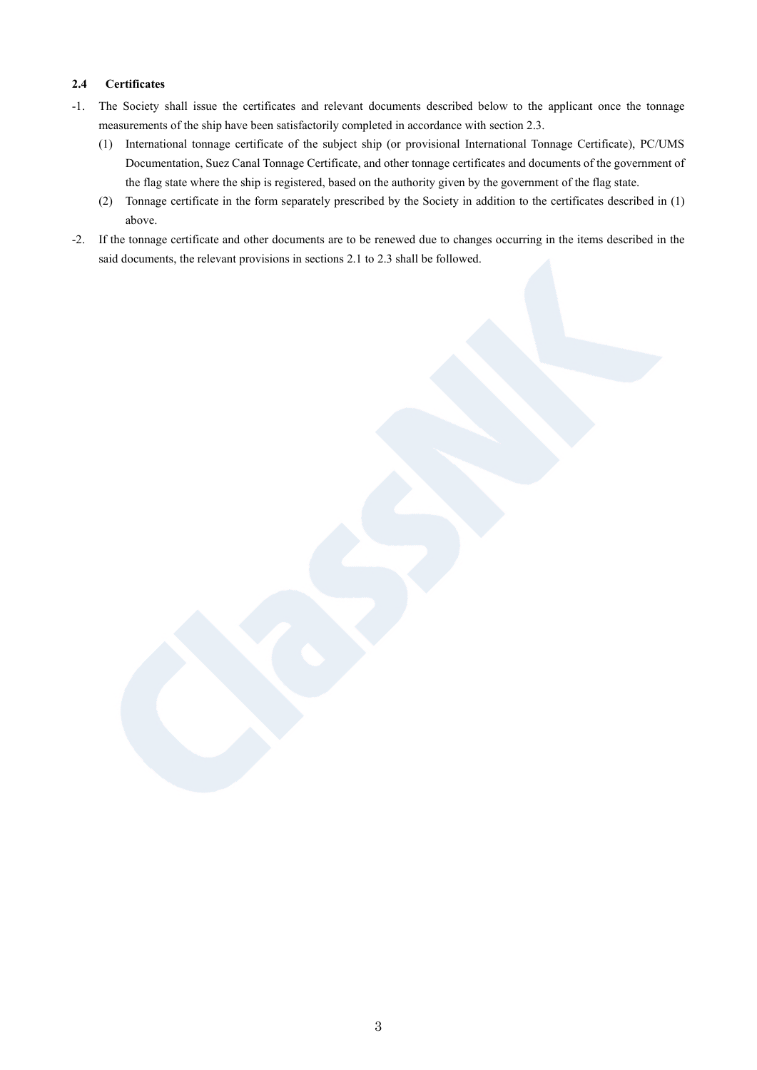### 2.4 Certificates

-1. The Society shall issue the certificates and relevant documents described below to the applicant once the tonnage measurements of the ship have been satisfactorily completed in accordance with section 2.3.

(1) International tonnage certificate of the subject ship (or provisional International Tonnage Certificate), PC/UMS Documentation, Suez Canal Tonnage Certificate, and other tonnage certificates and documents of the government of the flag state where the ship is registered, based on the authority given by the government of the flag state.

(2) Tonnage certificate in the form separately prescribed by the Society in addition to the certificates described in (1) above.

-2. If the tonnage certificate and other documents are to be renewed due to changes occurring in the items described in the said documents, the relevant provisions in sections 2.1 to 2.3 shall be followed.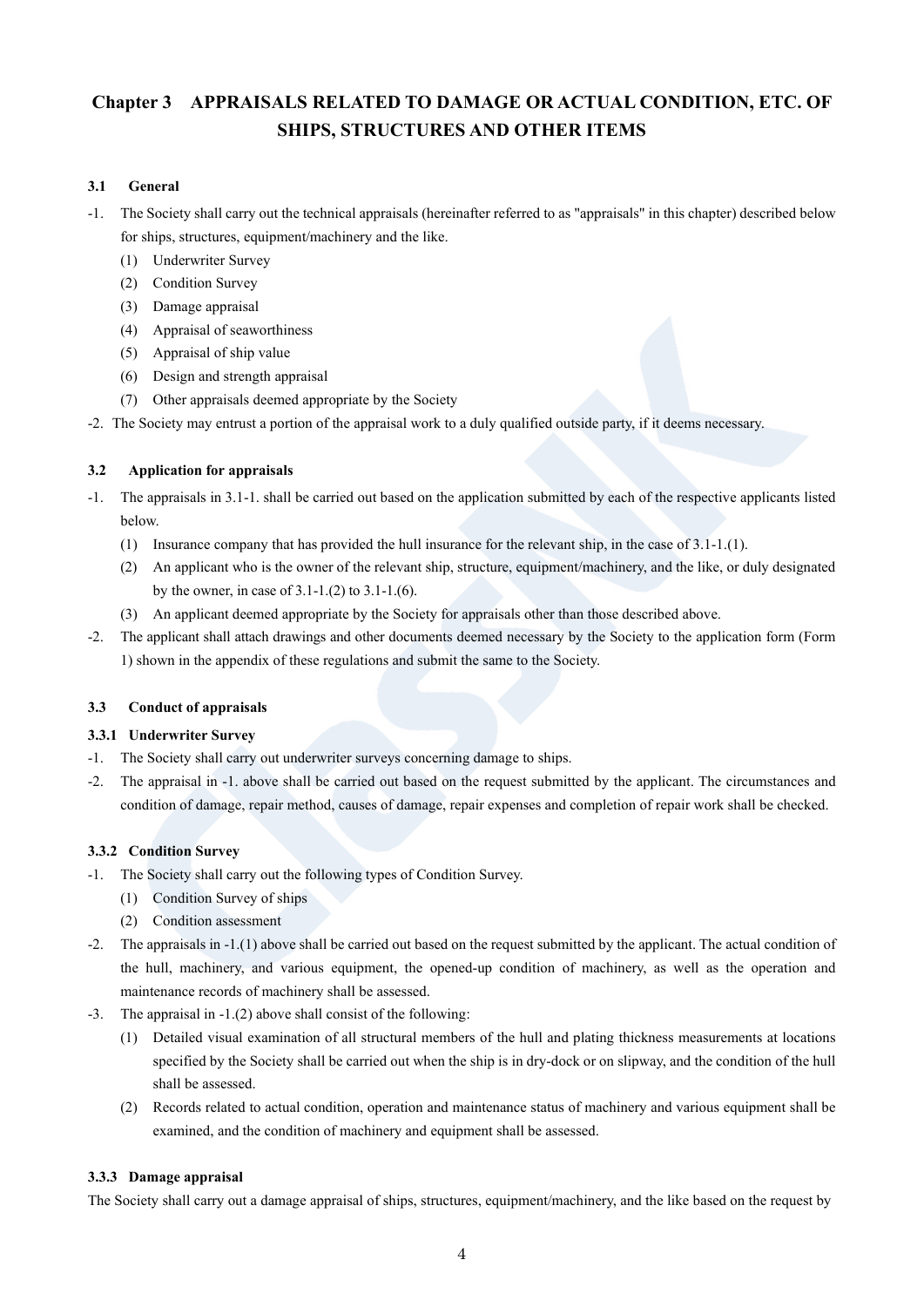# Chapter 3 APPRAISALS RELATED TO DAMAGE OR ACTUAL CONDITION, ETC. OF SHIPS, STRUCTURES AND OTHER ITEMS

### 3.1 General

-1. The Society shall carry out the technical appraisals (hereinafter referred to as "appraisals" in this chapter) described below for ships, structures, equipment/machinery and the like.

(1) Underwriter Survey

(2) Condition Survey

(3) Damage appraisal

(4) Appraisal of seaworthiness

(5) Appraisal of ship value

(6) Design and strength appraisal

(7) Other appraisals deemed appropriate by the Society

-2. The Society may entrust a portion of the appraisal work to a duly qualified outside party, if it deems necessary.

### 3.2 Application for appraisals

-1. The appraisals in 3.1-1. shall be carried out based on the application submitted by each of the respective applicants listed below.

(1) Insurance company that has provided the hull insurance for the relevant ship, in the case of 3.1-1.(1).

(2) An applicant who is the owner of the relevant ship, structure, equipment/machinery, and the like, or duly designated by the owner, in case of 3.1-1.(2) to 3.1-1.(6).

(3) An applicant deemed appropriate by the Society for appraisals other than those described above.

-2. The applicant shall attach drawings and other documents deemed necessary by the Society to the application form (Form 1) shown in the appendix of these regulations and submit the same to the Society.

### 3.3 Conduct of appraisals

#### 3.3.1 Underwriter Survey

-1. The Society shall carry out underwriter surveys concerning damage to ships.

-2. The appraisal in -1. above shall be carried out based on the request submitted by the applicant. The circumstances and condition of damage, repair method, causes of damage, repair expenses and completion of repair work shall be checked.

#### 3.3.2 Condition Survey

-1. The Society shall carry out the following types of Condition Survey.

(1) Condition Survey of ships

(2) Condition assessment

-2. The appraisals in -1.(1) above shall be carried out based on the request submitted by the applicant. The actual condition of the hull, machinery, and various equipment, the opened-up condition of machinery, as well as the operation and maintenance records of machinery shall be assessed.

-3. The appraisal in -1.(2) above shall consist of the following:

(1) Detailed visual examination of all structural members of the hull and plating thickness measurements at locations specified by the Society shall be carried out when the ship is in dry-dock or on slipway, and the condition of the hull shall be assessed.

(2) Records related to actual condition, operation and maintenance status of machinery and various equipment shall be examined, and the condition of machinery and equipment shall be assessed.

#### 3.3.3 Damage appraisal

The Society shall carry out a damage appraisal of ships, structures, equipment/machinery, and the like based on the request by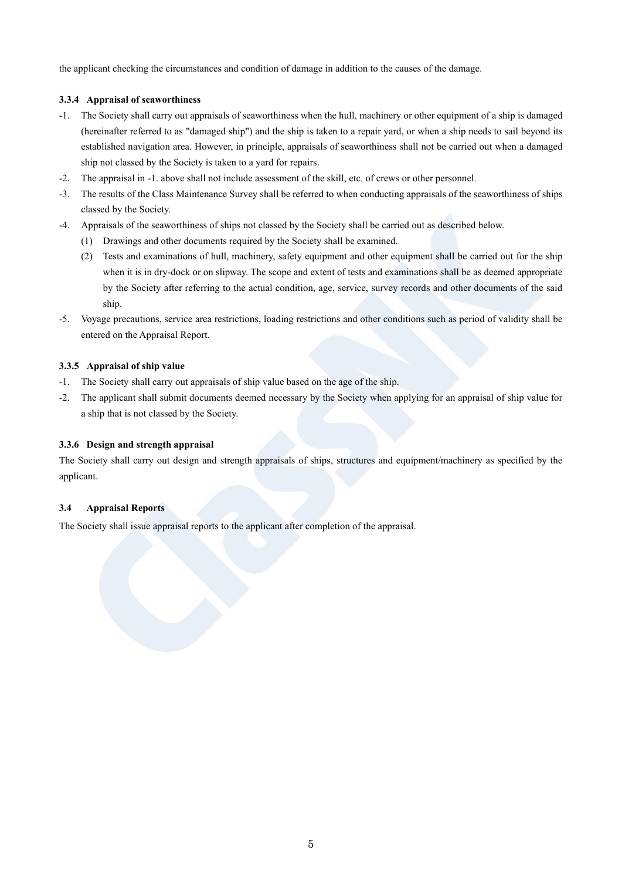the applicant checking the circumstances and condition of damage in addition to the causes of the damage.

#### 3.3.4 Appraisal of seaworthiness

-1. The Society shall carry out appraisals of seaworthiness when the hull, machinery or other equipment of a ship is damaged (hereinafter referred to as "damaged ship") and the ship is taken to a repair yard, or when a ship needs to sail beyond its established navigation area. However, in principle, appraisals of seaworthiness shall not be carried out when a damaged ship not classed by the Society is taken to a yard for repairs.

-2. The appraisal in -1. above shall not include assessment of the skill, etc. of crews or other personnel.

-3. The results of the Class Maintenance Survey shall be referred to when conducting appraisals of the seaworthiness of ships classed by the Society.

-4. Appraisals of the seaworthiness of ships not classed by the Society shall be carried out as described below.

(1) Drawings and other documents required by the Society shall be examined.

(2) Tests and examinations of hull, machinery, safety equipment and other equipment shall be carried out for the ship when it is in dry-dock or on slipway. The scope and extent of tests and examinations shall be as deemed appropriate by the Society after referring to the actual condition, age, service, survey records and other documents of the said ship.

-5. Voyage precautions, service area restrictions, loading restrictions and other conditions such as period of validity shall be entered on the Appraisal Report.

#### 3.3.5 Appraisal of ship value

-1. The Society shall carry out appraisals of ship value based on the age of the ship.

-2. The applicant shall submit documents deemed necessary by the Society when applying for an appraisal of ship value for a ship that is not classed by the Society.

#### 3.3.6 Design and strength appraisal

The Society shall carry out design and strength appraisals of ships, structures and equipment/machinery as specified by the applicant.

### 3.4 Appraisal Reports

The Society shall issue appraisal reports to the applicant after completion of the appraisal.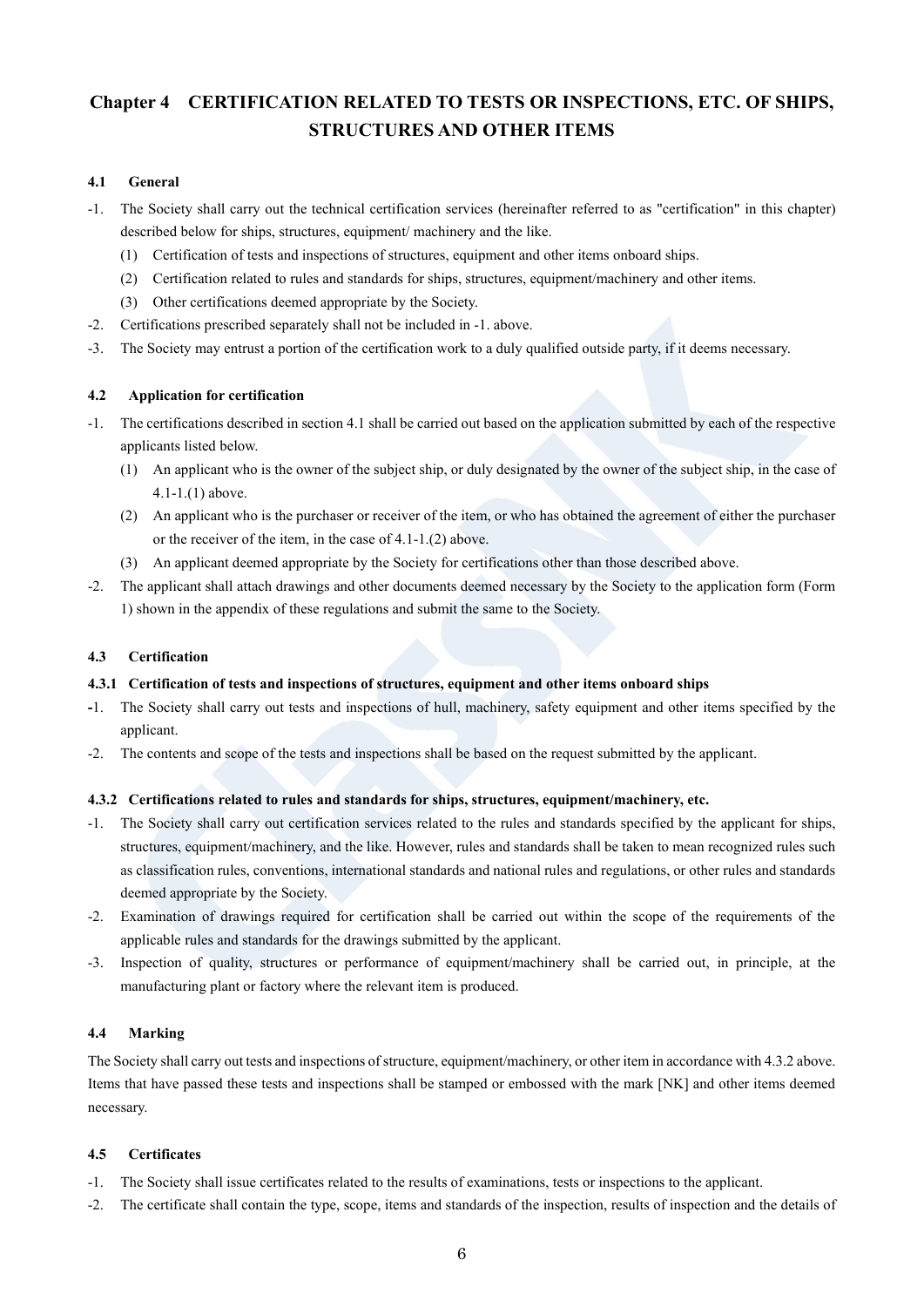# Chapter 4 CERTIFICATION RELATED TO TESTS OR INSPECTIONS, ETC. OF SHIPS, STRUCTURES AND OTHER ITEMS

### 4.1 General

-1. The Society shall carry out the technical certification services (hereinafter referred to as "certification" in this chapter) described below for ships, structures, equipment/ machinery and the like.

(1) Certification of tests and inspections of structures, equipment and other items onboard ships.

(2) Certification related to rules and standards for ships, structures, equipment/machinery and other items.

(3) Other certifications deemed appropriate by the Society.

-2. Certifications prescribed separately shall not be included in -1. above.

-3. The Society may entrust a portion of the certification work to a duly qualified outside party, if it deems necessary.

### 4.2 Application for certification

-1. The certifications described in section 4.1 shall be carried out based on the application submitted by each of the respective applicants listed below.

(1) An applicant who is the owner of the subject ship, or duly designated by the owner of the subject ship, in the case of 4.1-1.(1) above.

(2) An applicant who is the purchaser or receiver of the item, or who has obtained the agreement of either the purchaser or the receiver of the item, in the case of 4.1-1.(2) above.

(3) An applicant deemed appropriate by the Society for certifications other than those described above.

-2. The applicant shall attach drawings and other documents deemed necessary by the Society to the application form (Form 1) shown in the appendix of these regulations and submit the same to the Society.

### 4.3 Certification

#### 4.3.1 Certification of tests and inspections of structures, equipment and other items onboard ships

-1. The Society shall carry out tests and inspections of hull, machinery, safety equipment and other items specified by the applicant.

-2. The contents and scope of the tests and inspections shall be based on the request submitted by the applicant.

#### 4.3.2 Certifications related to rules and standards for ships, structures, equipment/machinery, etc.

-1. The Society shall carry out certification services related to the rules and standards specified by the applicant for ships, structures, equipment/machinery, and the like. However, rules and standards shall be taken to mean recognized rules such as classification rules, conventions, international standards and national rules and regulations, or other rules and standards deemed appropriate by the Society.

-2. Examination of drawings required for certification shall be carried out within the scope of the requirements of the applicable rules and standards for the drawings submitted by the applicant.

-3. Inspection of quality, structures or performance of equipment/machinery shall be carried out, in principle, at the manufacturing plant or factory where the relevant item is produced.

### 4.4 Marking

The Society shall carry out tests and inspections of structure, equipment/machinery, or other item in accordance with 4.3.2 above. Items that have passed these tests and inspections shall be stamped or embossed with the mark [NK] and other items deemed necessary.

### 4.5 Certificates

-1. The Society shall issue certificates related to the results of examinations, tests or inspections to the applicant.

-2. The certificate shall contain the type, scope, items and standards of the inspection, results of inspection and the details of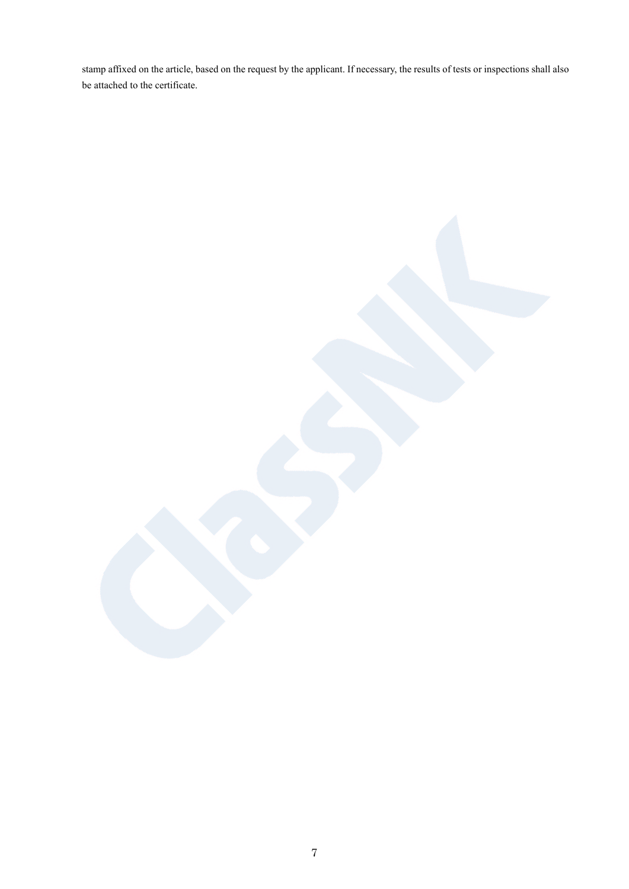stamp affixed on the article, based on the request by the applicant. If necessary, the results of tests or inspections shall also be attached to the certificate.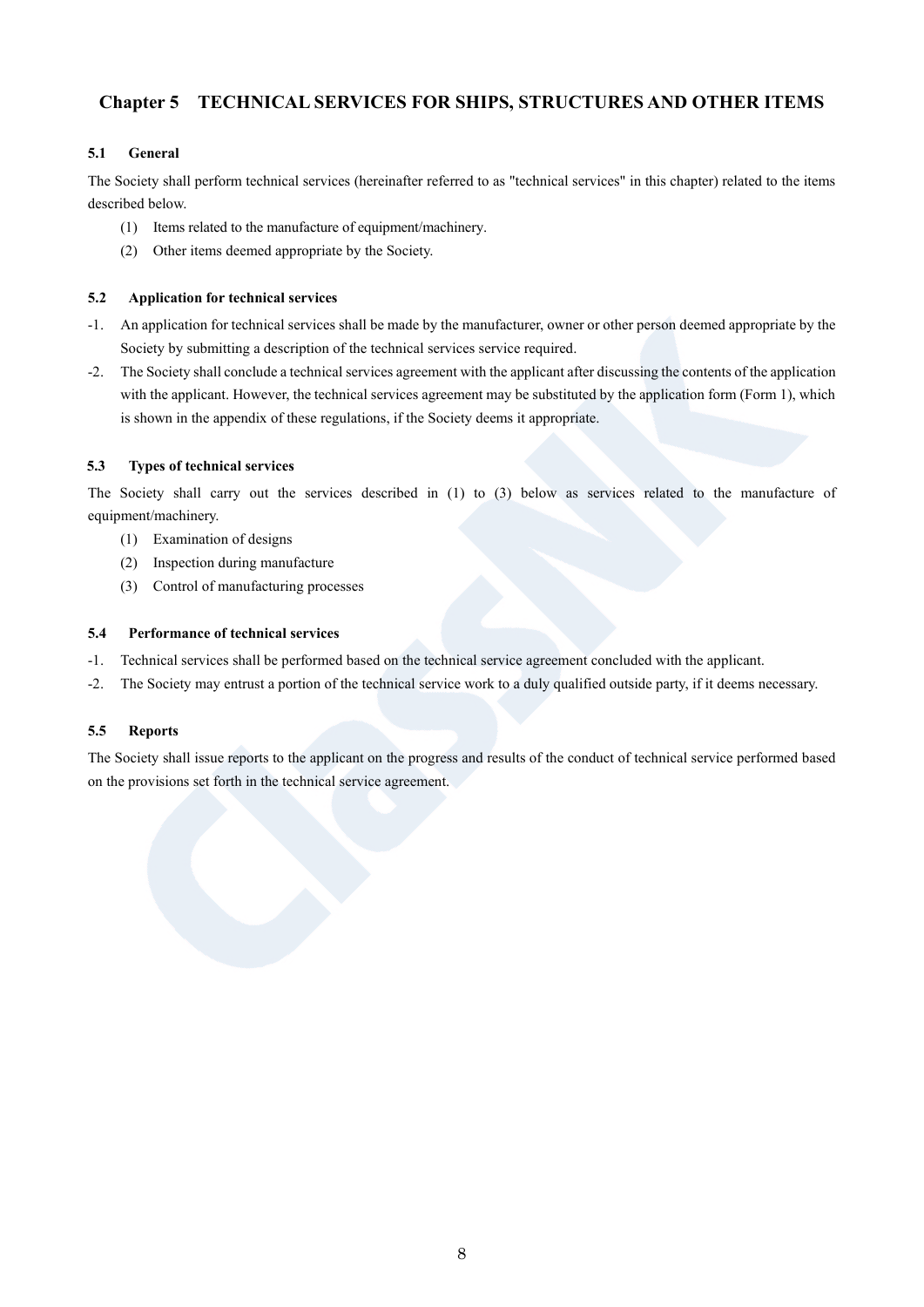# Chapter 5 TECHNICAL SERVICES FOR SHIPS, STRUCTURES AND OTHER ITEMS

### 5.1 General

The Society shall perform technical services (hereinafter referred to as "technical services" in this chapter) related to the items described below.

(1) Items related to the manufacture of equipment/machinery.

(2) Other items deemed appropriate by the Society.

### 5.2 Application for technical services

-1. An application for technical services shall be made by the manufacturer, owner or other person deemed appropriate by the Society by submitting a description of the technical services service required.

-2. The Society shall conclude a technical services agreement with the applicant after discussing the contents of the application with the applicant. However, the technical services agreement may be substituted by the application form (Form 1), which is shown in the appendix of these regulations, if the Society deems it appropriate.

### 5.3 Types of technical services

The Society shall carry out the services described in (1) to (3) below as services related to the manufacture of equipment/machinery.

(1) Examination of designs

(2) Inspection during manufacture

(3) Control of manufacturing processes

### 5.4 Performance of technical services

-1. Technical services shall be performed based on the technical service agreement concluded with the applicant.

-2. The Society may entrust a portion of the technical service work to a duly qualified outside party, if it deems necessary.

### 5.5 Reports

The Society shall issue reports to the applicant on the progress and results of the conduct of technical service performed based on the provisions set forth in the technical service agreement.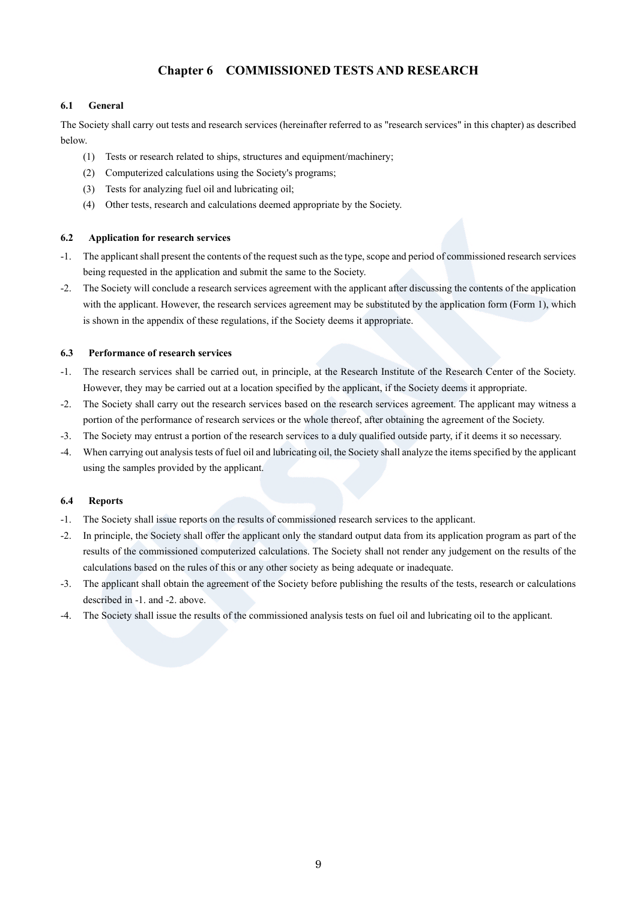# Chapter 6 COMMISSIONED TESTS AND RESEARCH

### 6.1 General

The Society shall carry out tests and research services (hereinafter referred to as "research services" in this chapter) as described below.

(1) Tests or research related to ships, structures and equipment/machinery;

(2) Computerized calculations using the Society's programs;

(3) Tests for analyzing fuel oil and lubricating oil;

(4) Other tests, research and calculations deemed appropriate by the Society.

### 6.2 Application for research services

-1. The applicant shall present the contents of the request such as the type, scope and period of commissioned research services being requested in the application and submit the same to the Society.

-2. The Society will conclude a research services agreement with the applicant after discussing the contents of the application with the applicant. However, the research services agreement may be substituted by the application form (Form 1), which is shown in the appendix of these regulations, if the Society deems it appropriate.

### 6.3 Performance of research services

-1. The research services shall be carried out, in principle, at the Research Institute of the Research Center of the Society. However, they may be carried out at a location specified by the applicant, if the Society deems it appropriate.

-2. The Society shall carry out the research services based on the research services agreement. The applicant may witness a portion of the performance of research services or the whole thereof, after obtaining the agreement of the Society.

-3. The Society may entrust a portion of the research services to a duly qualified outside party, if it deems it so necessary.

-4. When carrying out analysis tests of fuel oil and lubricating oil, the Society shall analyze the items specified by the applicant using the samples provided by the applicant.

### 6.4 Reports

-1. The Society shall issue reports on the results of commissioned research services to the applicant.

-2. In principle, the Society shall offer the applicant only the standard output data from its application program as part of the results of the commissioned computerized calculations. The Society shall not render any judgement on the results of the calculations based on the rules of this or any other society as being adequate or inadequate.

-3. The applicant shall obtain the agreement of the Society before publishing the results of the tests, research or calculations described in -1. and -2. above.

-4. The Society shall issue the results of the commissioned analysis tests on fuel oil and lubricating oil to the applicant.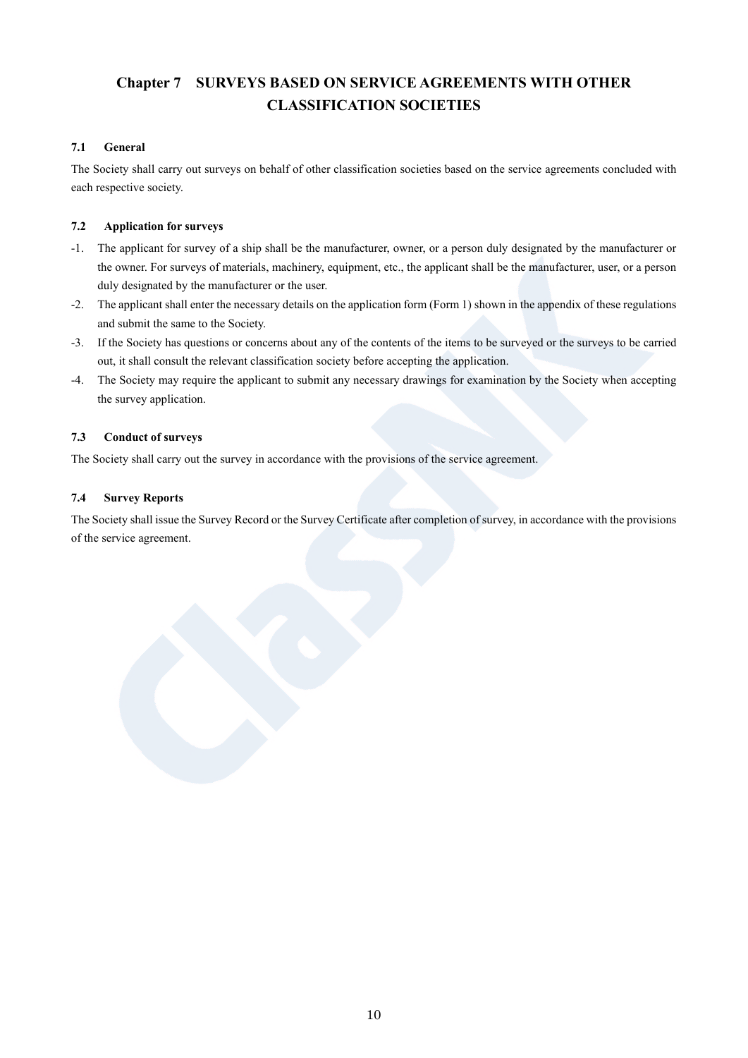# Chapter 7 SURVEYS BASED ON SERVICE AGREEMENTS WITH OTHER CLASSIFICATION SOCIETIES

### 7.1 General

The Society shall carry out surveys on behalf of other classification societies based on the service agreements concluded with each respective society.

### 7.2 Application for surveys

-1. The applicant for survey of a ship shall be the manufacturer, owner, or a person duly designated by the manufacturer or the owner. For surveys of materials, machinery, equipment, etc., the applicant shall be the manufacturer, user, or a person duly designated by the manufacturer or the user.

-2. The applicant shall enter the necessary details on the application form (Form 1) shown in the appendix of these regulations and submit the same to the Society.

-3. If the Society has questions or concerns about any of the contents of the items to be surveyed or the surveys to be carried out, it shall consult the relevant classification society before accepting the application.

-4. The Society may require the applicant to submit any necessary drawings for examination by the Society when accepting the survey application.

### 7.3 Conduct of surveys

The Society shall carry out the survey in accordance with the provisions of the service agreement.

### 7.4 Survey Reports

The Society shall issue the Survey Record or the Survey Certificate after completion of survey, in accordance with the provisions of the service agreement.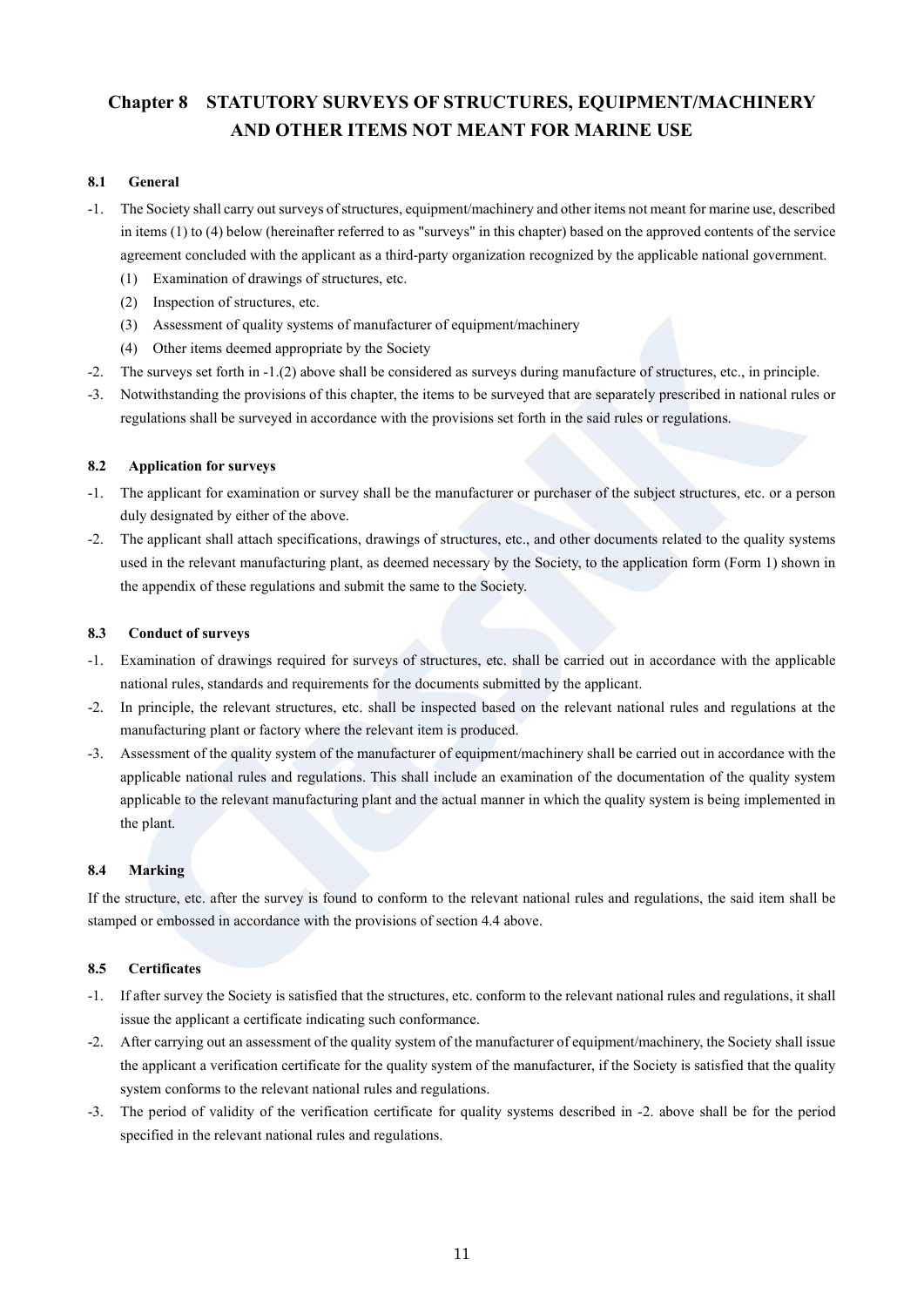# Chapter 8 STATUTORY SURVEYS OF STRUCTURES, EQUIPMENT/MACHINERY AND OTHER ITEMS NOT MEANT FOR MARINE USE

## 8.1 General

-1. The Society shall carry out surveys of structures, equipment/machinery and other items not meant for marine use, described in items (1) to (4) below (hereinafter referred to as "surveys" in this chapter) based on the approved contents of the service agreement concluded with the applicant as a third-party organization recognized by the applicable national government.

(1) Examination of drawings of structures, etc.

(2) Inspection of structures, etc.

(3) Assessment of quality systems of manufacturer of equipment/machinery

(4) Other items deemed appropriate by the Society

-2. The surveys set forth in -1.(2) above shall be considered as surveys during manufacture of structures, etc., in principle.

-3. Notwithstanding the provisions of this chapter, the items to be surveyed that are separately prescribed in national rules or regulations shall be surveyed in accordance with the provisions set forth in the said rules or regulations.

## 8.2 Application for surveys

-1. The applicant for examination or survey shall be the manufacturer or purchaser of the subject structures, etc. or a person duly designated by either of the above.

-2. The applicant shall attach specifications, drawings of structures, etc., and other documents related to the quality systems used in the relevant manufacturing plant, as deemed necessary by the Society, to the application form (Form 1) shown in the appendix of these regulations and submit the same to the Society.

## 8.3 Conduct of surveys

-1. Examination of drawings required for surveys of structures, etc. shall be carried out in accordance with the applicable national rules, standards and requirements for the documents submitted by the applicant.

-2. In principle, the relevant structures, etc. shall be inspected based on the relevant national rules and regulations at the manufacturing plant or factory where the relevant item is produced.

-3. Assessment of the quality system of the manufacturer of equipment/machinery shall be carried out in accordance with the applicable national rules and regulations. This shall include an examination of the documentation of the quality system applicable to the relevant manufacturing plant and the actual manner in which the quality system is being implemented in the plant.

## 8.4 Marking

If the structure, etc. after the survey is found to conform to the relevant national rules and regulations, the said item shall be stamped or embossed in accordance with the provisions of section 4.4 above.

## 8.5 Certificates

-1. If after survey the Society is satisfied that the structures, etc. conform to the relevant national rules and regulations, it shall issue the applicant a certificate indicating such conformance.

-2. After carrying out an assessment of the quality system of the manufacturer of equipment/machinery, the Society shall issue the applicant a verification certificate for the quality system of the manufacturer, if the Society is satisfied that the quality system conforms to the relevant national rules and regulations.

-3. The period of validity of the verification certificate for quality systems described in -2. above shall be for the period specified in the relevant national rules and regulations.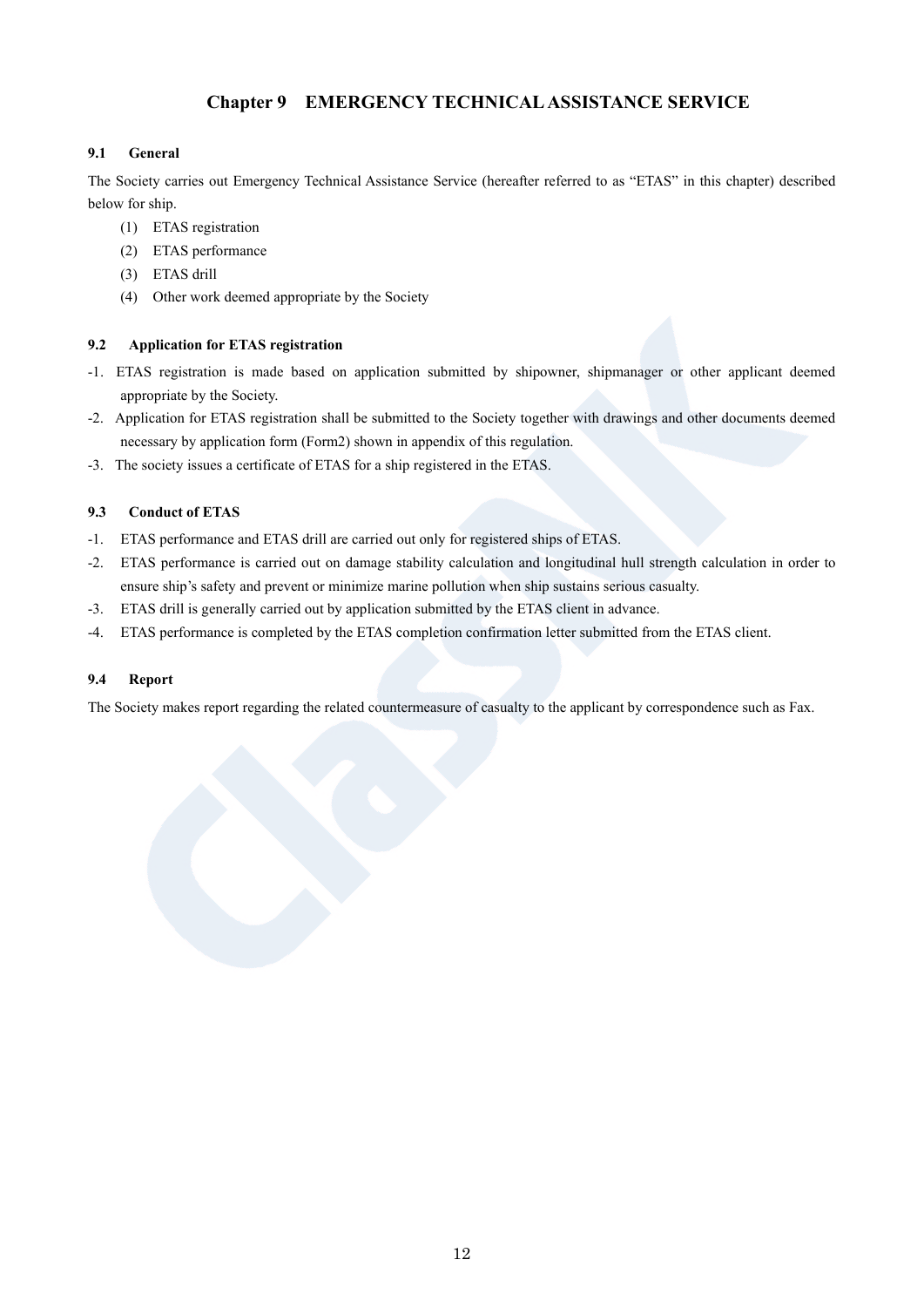# Chapter 9 EMERGENCY TECHNICAL ASSISTANCE SERVICE

## 9.1 General

The Society carries out Emergency Technical Assistance Service (hereafter referred to as "ETAS" in this chapter) described below for ship.

(1) ETAS registration
(2) ETAS performance
(3) ETAS drill
(4) Other work deemed appropriate by the Society

## 9.2 Application for ETAS registration

-1. ETAS registration is made based on application submitted by shipowner, shipmanager or other applicant deemed appropriate by the Society.

-2. Application for ETAS registration shall be submitted to the Society together with drawings and other documents deemed necessary by application form (Form2) shown in appendix of this regulation.

-3. The society issues a certificate of ETAS for a ship registered in the ETAS.

## 9.3 Conduct of ETAS

-1. ETAS performance and ETAS drill are carried out only for registered ships of ETAS.

-2. ETAS performance is carried out on damage stability calculation and longitudinal hull strength calculation in order to ensure ship's safety and prevent or minimize marine pollution when ship sustains serious casualty.

-3. ETAS drill is generally carried out by application submitted by the ETAS client in advance.

-4. ETAS performance is completed by the ETAS completion confirmation letter submitted from the ETAS client.

## 9.4 Report

The Society makes report regarding the related countermeasure of casualty to the applicant by correspondence such as Fax.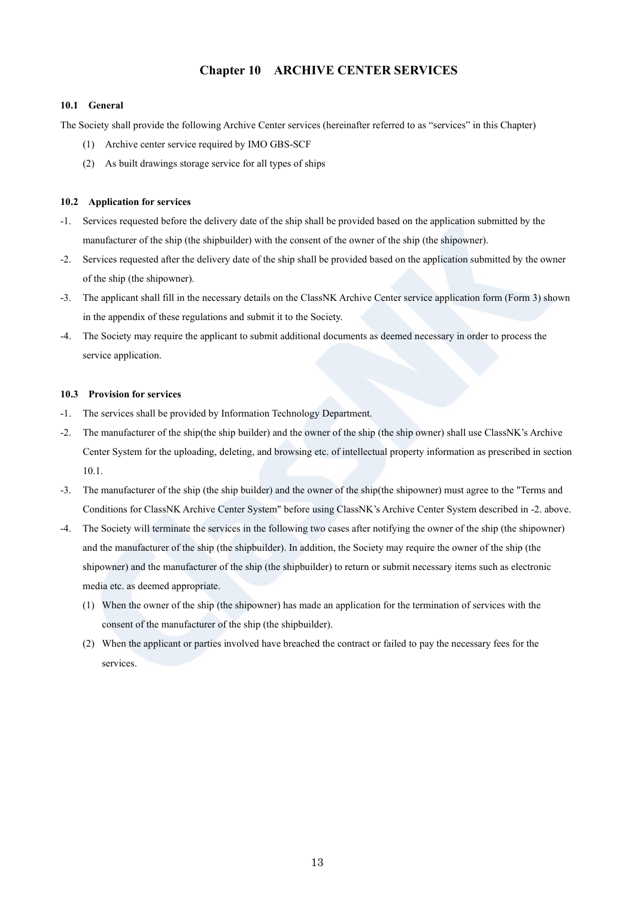# Chapter 10 ARCHIVE CENTER SERVICES

### 10.1 General

The Society shall provide the following Archive Center services (hereinafter referred to as "services" in this Chapter)

(1) Archive center service required by IMO GBS-SCF

(2) As built drawings storage service for all types of ships

### 10.2 Application for services

-1. Services requested before the delivery date of the ship shall be provided based on the application submitted by the manufacturer of the ship (the shipbuilder) with the consent of the owner of the ship (the shipowner).

-2. Services requested after the delivery date of the ship shall be provided based on the application submitted by the owner of the ship (the shipowner).

-3. The applicant shall fill in the necessary details on the ClassNK Archive Center service application form (Form 3) shown in the appendix of these regulations and submit it to the Society.

-4. The Society may require the applicant to submit additional documents as deemed necessary in order to process the service application.

### 10.3 Provision for services

-1. The services shall be provided by Information Technology Department.

-2. The manufacturer of the ship(the ship builder) and the owner of the ship (the ship owner) shall use ClassNK's Archive Center System for the uploading, deleting, and browsing etc. of intellectual property information as prescribed in section 10.1.

-3. The manufacturer of the ship (the ship builder) and the owner of the ship(the shipowner) must agree to the "Terms and Conditions for ClassNK Archive Center System" before using ClassNK's Archive Center System described in -2. above.

-4. The Society will terminate the services in the following two cases after notifying the owner of the ship (the shipowner) and the manufacturer of the ship (the shipbuilder). In addition, the Society may require the owner of the ship (the shipowner) and the manufacturer of the ship (the shipbuilder) to return or submit necessary items such as electronic media etc. as deemed appropriate.

(1) When the owner of the ship (the shipowner) has made an application for the termination of services with the consent of the manufacturer of the ship (the shipbuilder).

(2) When the applicant or parties involved have breached the contract or failed to pay the necessary fees for the services.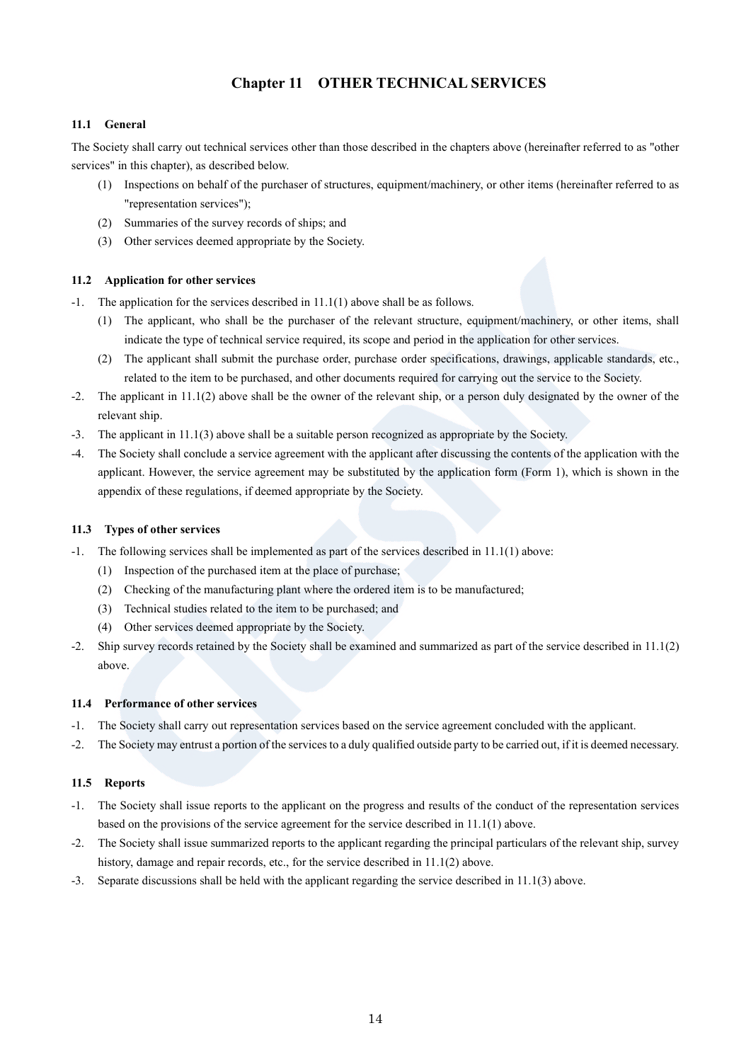# Chapter 11 OTHER TECHNICAL SERVICES

## 11.1 General

The Society shall carry out technical services other than those described in the chapters above (hereinafter referred to as "other services" in this chapter), as described below.

(1) Inspections on behalf of the purchaser of structures, equipment/machinery, or other items (hereinafter referred to as "representation services");

(2) Summaries of the survey records of ships; and

(3) Other services deemed appropriate by the Society.

## 11.2 Application for other services

-1. The application for the services described in 11.1(1) above shall be as follows.

(1) The applicant, who shall be the purchaser of the relevant structure, equipment/machinery, or other items, shall indicate the type of technical service required, its scope and period in the application for other services.

(2) The applicant shall submit the purchase order, purchase order specifications, drawings, applicable standards, etc., related to the item to be purchased, and other documents required for carrying out the service to the Society.

-2. The applicant in 11.1(2) above shall be the owner of the relevant ship, or a person duly designated by the owner of the relevant ship.

-3. The applicant in 11.1(3) above shall be a suitable person recognized as appropriate by the Society.

-4. The Society shall conclude a service agreement with the applicant after discussing the contents of the application with the applicant. However, the service agreement may be substituted by the application form (Form 1), which is shown in the appendix of these regulations, if deemed appropriate by the Society.

## 11.3 Types of other services

-1. The following services shall be implemented as part of the services described in 11.1(1) above:

(1) Inspection of the purchased item at the place of purchase;

(2) Checking of the manufacturing plant where the ordered item is to be manufactured;

(3) Technical studies related to the item to be purchased; and

(4) Other services deemed appropriate by the Society.

-2. Ship survey records retained by the Society shall be examined and summarized as part of the service described in 11.1(2) above.

## 11.4 Performance of other services

-1. The Society shall carry out representation services based on the service agreement concluded with the applicant.

-2. The Society may entrust a portion of the services to a duly qualified outside party to be carried out, if it is deemed necessary.

## 11.5 Reports

-1. The Society shall issue reports to the applicant on the progress and results of the conduct of the representation services based on the provisions of the service agreement for the service described in 11.1(1) above.

-2. The Society shall issue summarized reports to the applicant regarding the principal particulars of the relevant ship, survey history, damage and repair records, etc., for the service described in 11.1(2) above.

-3. Separate discussions shall be held with the applicant regarding the service described in 11.1(3) above.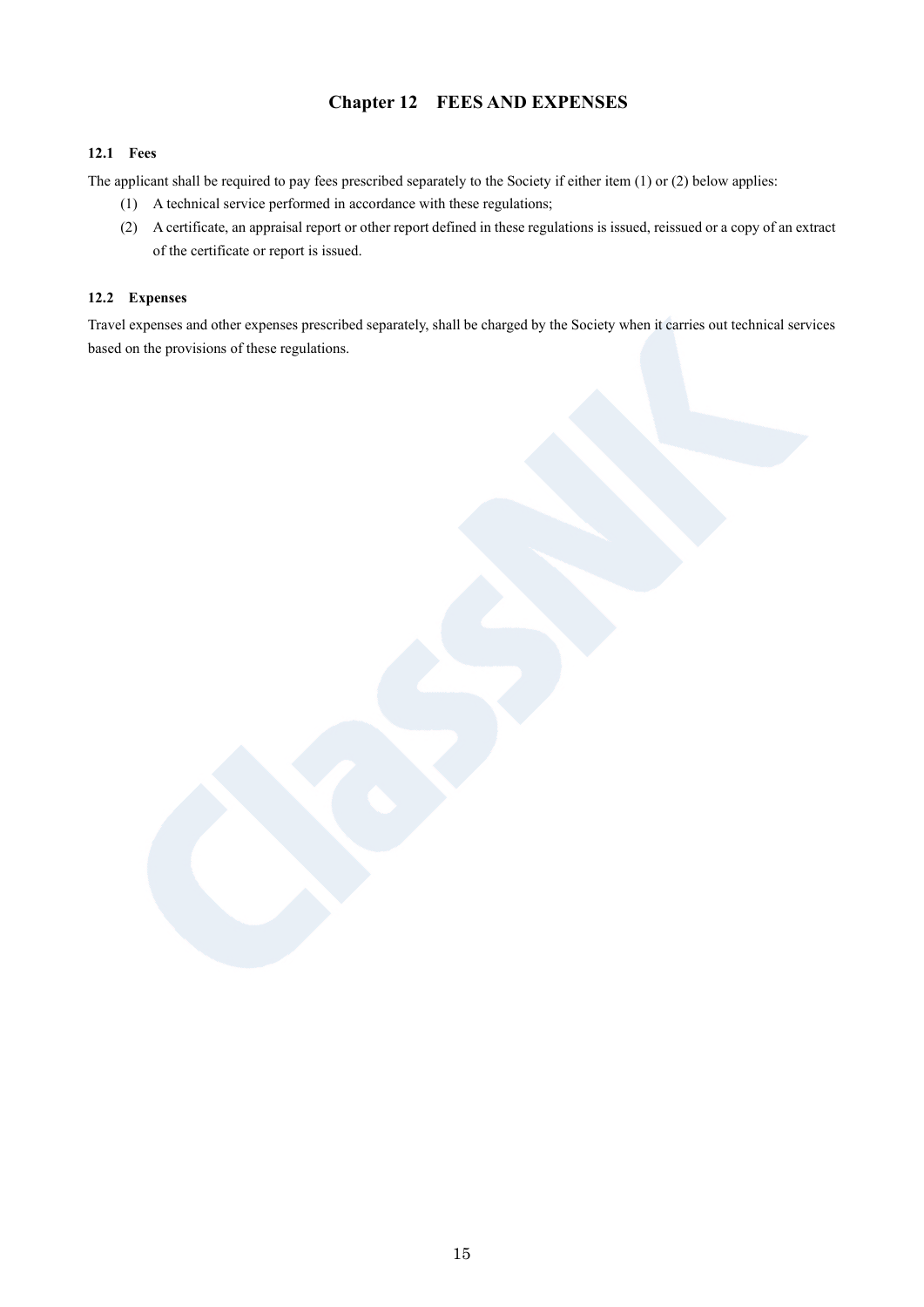# Chapter 12 FEES AND EXPENSES

### 12.1 Fees

The applicant shall be required to pay fees prescribed separately to the Society if either item (1) or (2) below applies:

(1) A technical service performed in accordance with these regulations;

(2) A certificate, an appraisal report or other report defined in these regulations is issued, reissued or a copy of an extract of the certificate or report is issued.

### 12.2 Expenses

Travel expenses and other expenses prescribed separately, shall be charged by the Society when it carries out technical services based on the provisions of these regulations.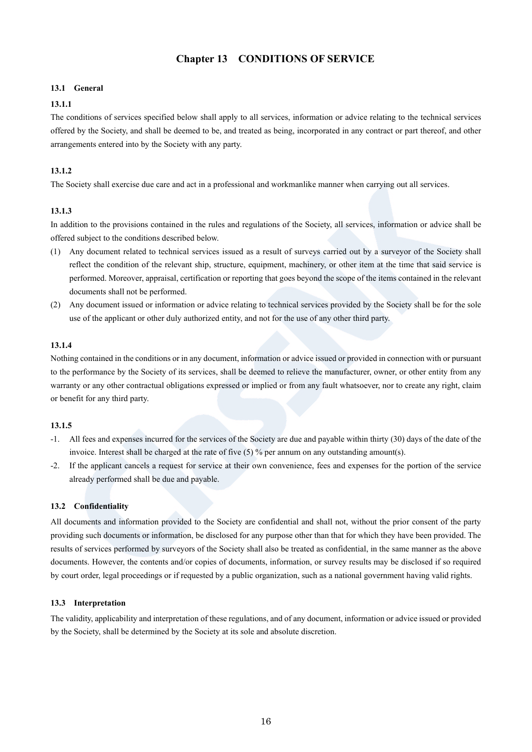# Chapter 13 CONDITIONS OF SERVICE

## 13.1 General

### 13.1.1

The conditions of services specified below shall apply to all services, information or advice relating to the technical services offered by the Society, and shall be deemed to be, and treated as being, incorporated in any contract or part thereof, and other arrangements entered into by the Society with any party.

### 13.1.2

The Society shall exercise due care and act in a professional and workmanlike manner when carrying out all services.

### 13.1.3

In addition to the provisions contained in the rules and regulations of the Society, all services, information or advice shall be offered subject to the conditions described below.

(1) Any document related to technical services issued as a result of surveys carried out by a surveyor of the Society shall reflect the condition of the relevant ship, structure, equipment, machinery, or other item at the time that said service is performed. Moreover, appraisal, certification or reporting that goes beyond the scope of the items contained in the relevant documents shall not be performed.

(2) Any document issued or information or advice relating to technical services provided by the Society shall be for the sole use of the applicant or other duly authorized entity, and not for the use of any other third party.

### 13.1.4

Nothing contained in the conditions or in any document, information or advice issued or provided in connection with or pursuant to the performance by the Society of its services, shall be deemed to relieve the manufacturer, owner, or other entity from any warranty or any other contractual obligations expressed or implied or from any fault whatsoever, nor to create any right, claim or benefit for any third party.

### 13.1.5

-1. All fees and expenses incurred for the services of the Society are due and payable within thirty (30) days of the date of the invoice. Interest shall be charged at the rate of five (5) % per annum on any outstanding amount(s).

-2. If the applicant cancels a request for service at their own convenience, fees and expenses for the portion of the service already performed shall be due and payable.

## 13.2 Confidentiality

All documents and information provided to the Society are confidential and shall not, without the prior consent of the party providing such documents or information, be disclosed for any purpose other than that for which they have been provided. The results of services performed by surveyors of the Society shall also be treated as confidential, in the same manner as the above documents. However, the contents and/or copies of documents, information, or survey results may be disclosed if so required by court order, legal proceedings or if requested by a public organization, such as a national government having valid rights.

## 13.3 Interpretation

The validity, applicability and interpretation of these regulations, and of any document, information or advice issued or provided by the Society, shall be determined by the Society at its sole and absolute discretion.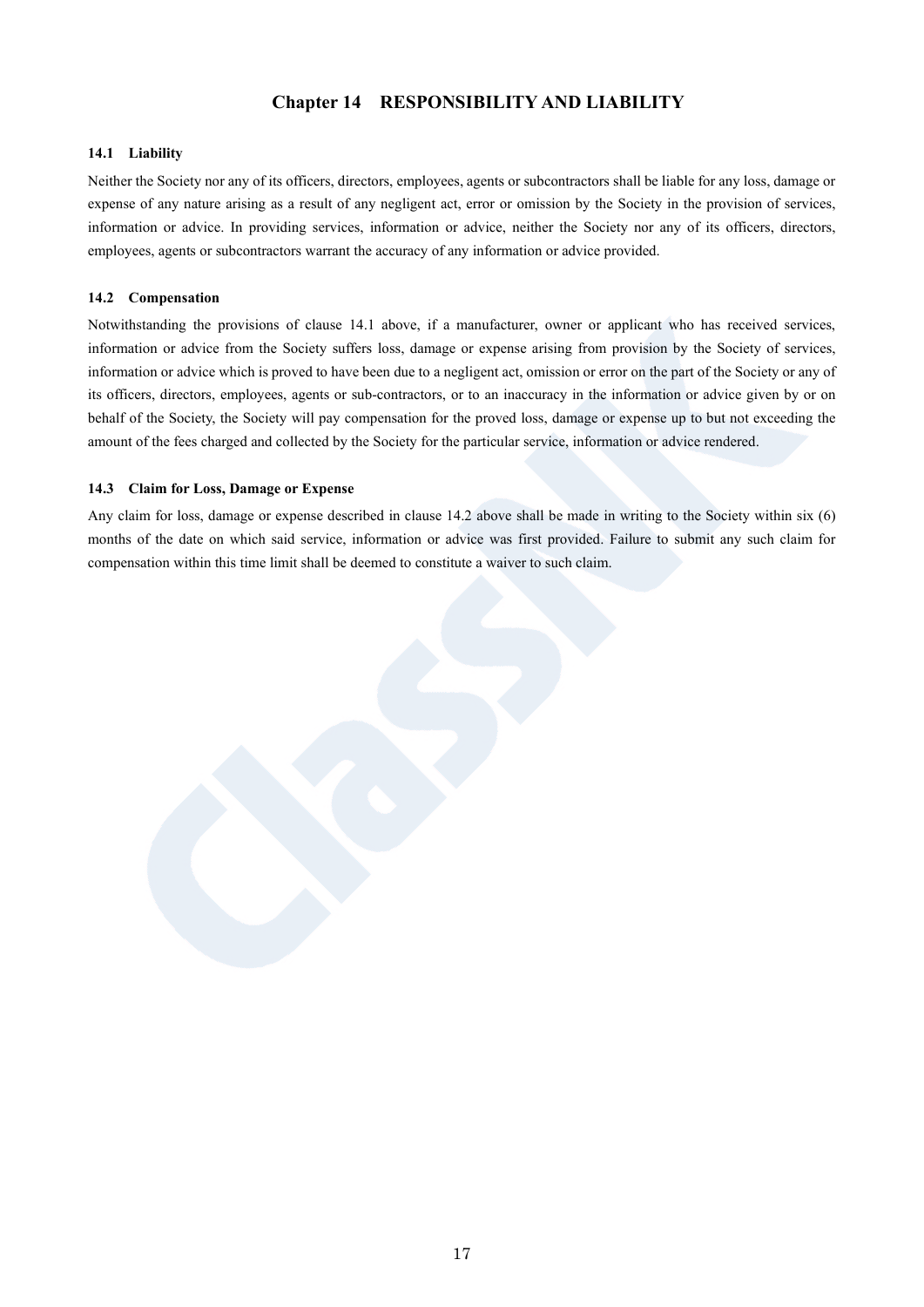# Chapter 14 RESPONSIBILITY AND LIABILITY

### 14.1 Liability

Neither the Society nor any of its officers, directors, employees, agents or subcontractors shall be liable for any loss, damage or expense of any nature arising as a result of any negligent act, error or omission by the Society in the provision of services, information or advice. In providing services, information or advice, neither the Society nor any of its officers, directors, employees, agents or subcontractors warrant the accuracy of any information or advice provided.

### 14.2 Compensation

Notwithstanding the provisions of clause 14.1 above, if a manufacturer, owner or applicant who has received services, information or advice from the Society suffers loss, damage or expense arising from provision by the Society of services, information or advice which is proved to have been due to a negligent act, omission or error on the part of the Society or any of its officers, directors, employees, agents or sub-contractors, or to an inaccuracy in the information or advice given by or on behalf of the Society, the Society will pay compensation for the proved loss, damage or expense up to but not exceeding the amount of the fees charged and collected by the Society for the particular service, information or advice rendered.

### 14.3 Claim for Loss, Damage or Expense

Any claim for loss, damage or expense described in clause 14.2 above shall be made in writing to the Society within six (6) months of the date on which said service, information or advice was first provided. Failure to submit any such claim for compensation within this time limit shall be deemed to constitute a waiver to such claim.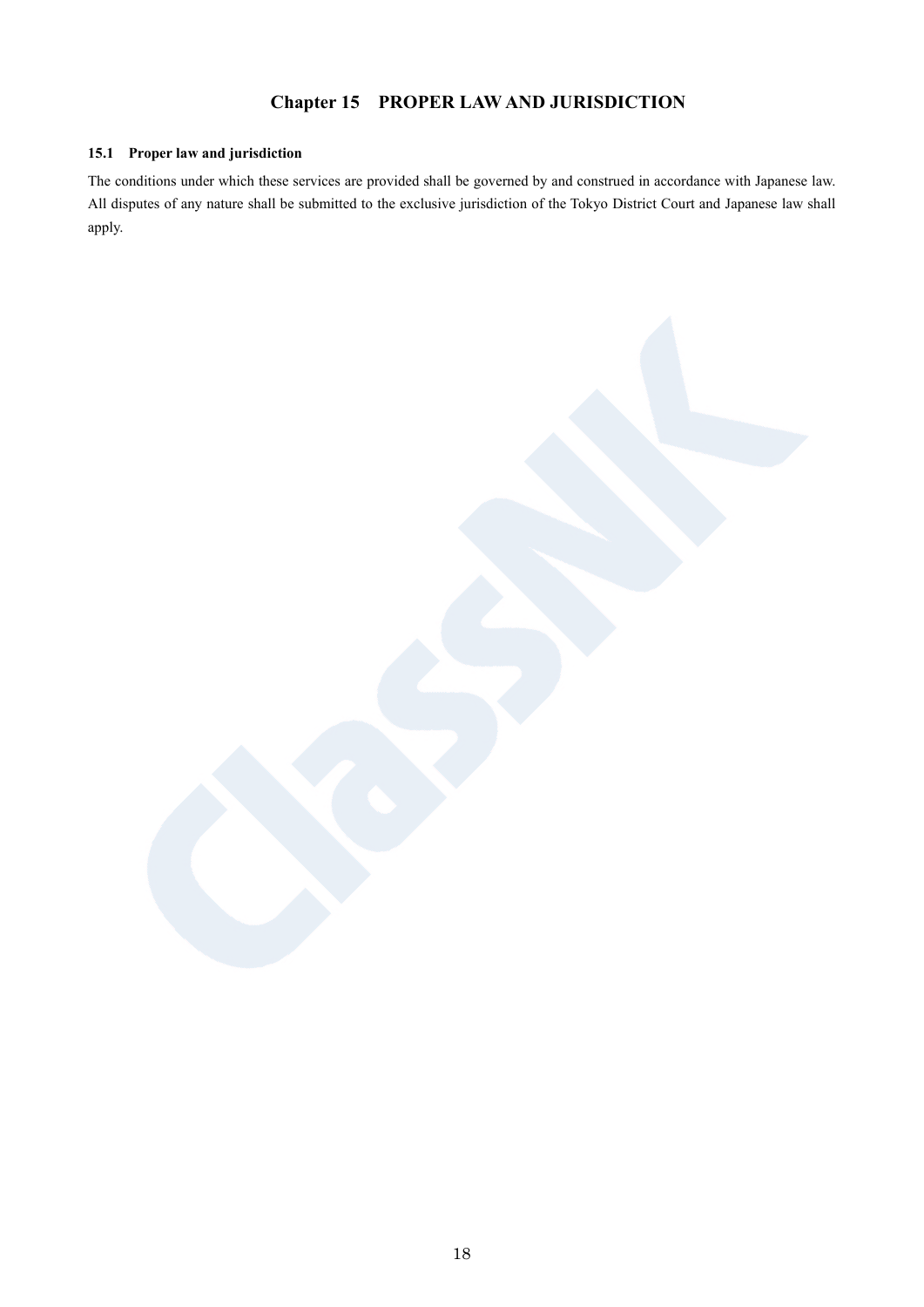# Chapter 15 PROPER LAW AND JURISDICTION

### 15.1 Proper law and jurisdiction

The conditions under which these services are provided shall be governed by and construed in accordance with Japanese law. All disputes of any nature shall be submitted to the exclusive jurisdiction of the Tokyo District Court and Japanese law shall apply.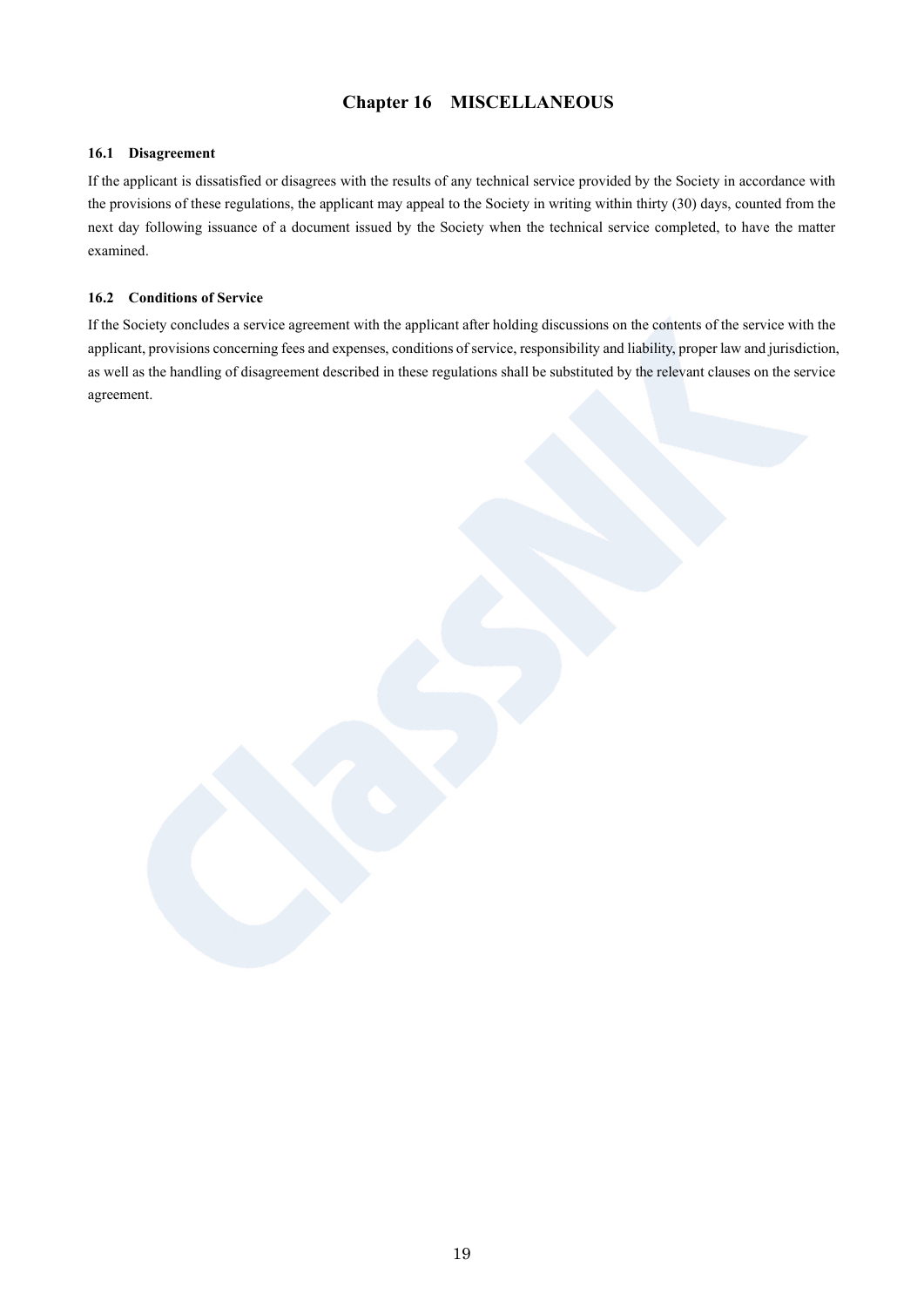# Chapter 16 MISCELLANEOUS

### 16.1 Disagreement

If the applicant is dissatisfied or disagrees with the results of any technical service provided by the Society in accordance with the provisions of these regulations, the applicant may appeal to the Society in writing within thirty (30) days, counted from the next day following issuance of a document issued by the Society when the technical service completed, to have the matter examined.

### 16.2 Conditions of Service

If the Society concludes a service agreement with the applicant after holding discussions on the contents of the service with the applicant, provisions concerning fees and expenses, conditions of service, responsibility and liability, proper law and jurisdiction, as well as the handling of disagreement described in these regulations shall be substituted by the relevant clauses on the service agreement.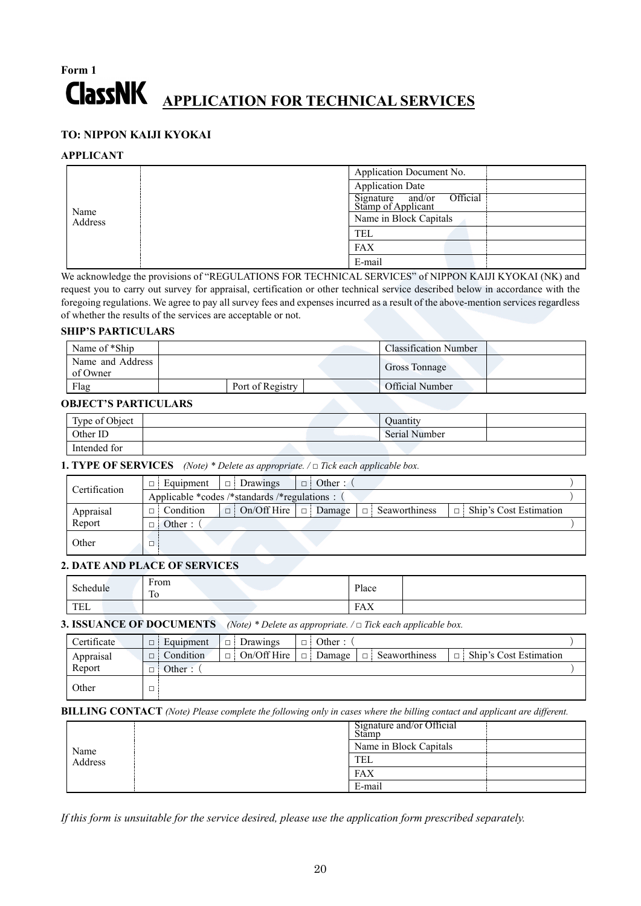Form 1

# ClassNK APPLICATION FOR TECHNICAL SERVICES

**TO: NIPPON KAIJI KYOKAI**

**APPLICANT**

| | | | |
|---|---|---|---|
| Name<br>Address | | Application Document No. | |
| | | Application Date | |
| | | Signature and/or Official Stamp of Applicant | |
| | | Name in Block Capitals | |
| | | TEL | |
| | | FAX | |
| | | E-mail | |

We acknowledge the provisions of "REGULATIONS FOR TECHNICAL SERVICES" of NIPPON KAIJI KYOKAI (NK) and request you to carry out survey for appraisal, certification or other technical service described below in accordance with the foregoing regulations. We agree to pay all survey fees and expenses incurred as a result of the above-mention services regardless of whether the results of the services are acceptable or not.

**SHIP'S PARTICULARS**

| | | | | | |
|---|---|---|---|---|---|
| Name of *Ship | | | | Classification Number | |
| Name and Address of Owner | | | | Gross Tonnage | |
| Flag | | Port of Registry | | Official Number | |

**OBJECT'S PARTICULARS**

| | | | |
|---|---|---|---|
| Type of Object | | Quantity | |
| Other ID | | Serial Number | |
| Intended for | | | |

**1. TYPE OF SERVICES** *(Note) * Delete as appropriate. / □ Tick each applicable box.*

| | | | | | |
|---|---|---|---|---|---|
| Certification | □ Equipment | □ Drawings | □ Other : ( ) | | |
| | Applicable *codes /*standards /*regulations : ( ) | | | | |
| Appraisal Report | □ Condition | □ On/Off Hire | □ Damage | □ Seaworthiness | □ Ship's Cost Estimation |
| | □ Other : ( ) | | | | |
| Other | □ | | | | |

**2. DATE AND PLACE OF SERVICES**

| | | | |
|---|---|---|---|
| Schedule | From<br>To | Place | |
| TEL | | FAX | |

**3. ISSUANCE OF DOCUMENTS** *(Note) * Delete as appropriate. / □ Tick each applicable box.*

| | | | | | |
|---|---|---|---|---|---|
| Certificate | □ Equipment | □ Drawings | □ Other : ( ) | | |
| Appraisal Report | □ Condition | □ On/Off Hire | □ Damage | □ Seaworthiness | □ Ship's Cost Estimation |
| | □ Other : ( ) | | | | |
| Other | □ | | | | |

**BILLING CONTACT** *(Note) Please complete the following only in cases where the billing contact and applicant are different.*

| | | | |
|---|---|---|---|
| Name<br>Address | | Signature and/or Official Stamp | |
| | | Name in Block Capitals | |
| | | TEL | |
| | | FAX | |
| | | E-mail | |

*If this form is unsuitable for the service desired, please use the application form prescribed separately.*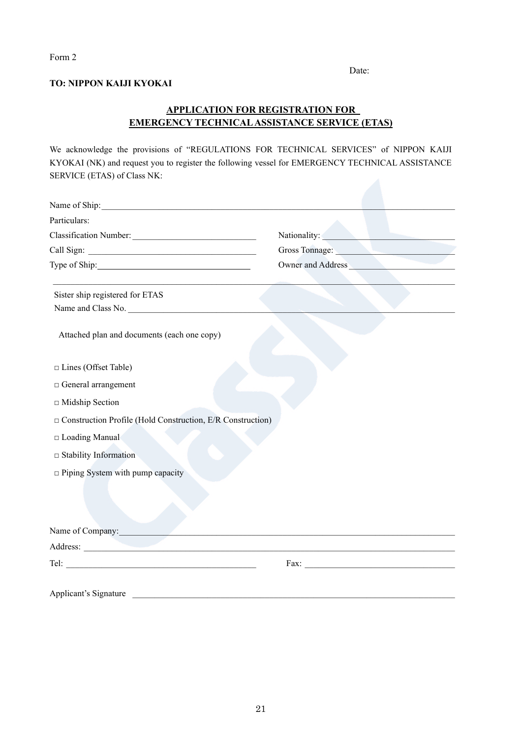Form 2

Date:

**TO: NIPPON KAIJI KYOKAI**

## APPLICATION FOR REGISTRATION FOR EMERGENCY TECHNICAL ASSISTANCE SERVICE (ETAS)

We acknowledge the provisions of "REGULATIONS FOR TECHNICAL SERVICES" of NIPPON KAIJI KYOKAI (NK) and request you to register the following vessel for EMERGENCY TECHNICAL ASSISTANCE SERVICE (ETAS) of Class NK:

Name of Ship: ____________________

Particulars:

Classification Number: ____________________ Nationality: ____________________

Call Sign: ____________________ Gross Tonnage: ____________________

Type of Ship: ____________________ Owner and Address ____________________

---

Sister ship registered for ETAS

Name and Class No. ____________________

Attached plan and documents (each one copy)

- □ Lines (Offset Table)
- □ General arrangement
- □ Midship Section
- □ Construction Profile (Hold Construction, E/R Construction)
- □ Loading Manual
- □ Stability Information
- □ Piping System with pump capacity

Name of Company: ____________________

Address: ____________________

Tel: ____________________ Fax: ____________________

Applicant's Signature ____________________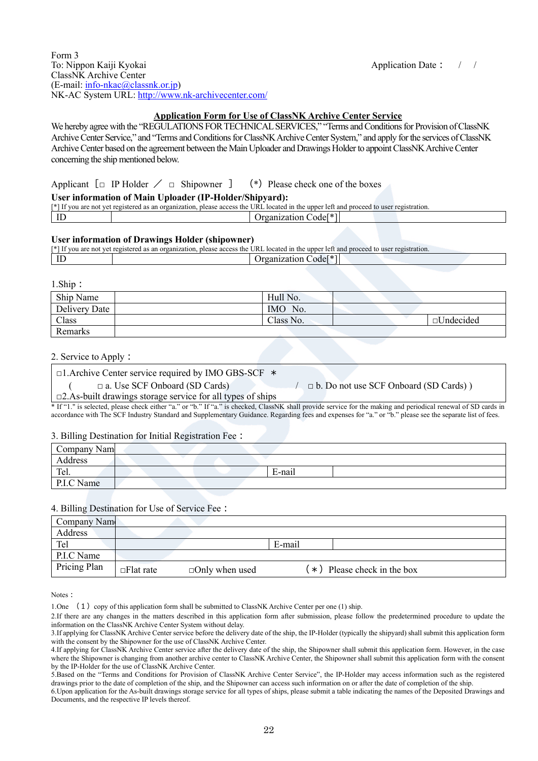Form 3

To: Nippon Kaiji Kyokai
ClassNK Archive Center
(E-mail: info-nkac@classnk.or.jp)
NK-AC System URL: http://www.nk-archivecenter.com/

Application Date： / /

## Application Form for Use of ClassNK Archive Center Service

We hereby agree with the "REGULATIONS FOR TECHNICAL SERVICES," "Terms and Conditions for Provision of ClassNK Archive Center Service," and "Terms and Conditions for ClassNK Archive Center System," and apply for the services of ClassNK Archive Center based on the agreement between the Main Uploader and Drawings Holder to appoint ClassNK Archive Center concerning the ship mentioned below.

Applicant ［□ IP Holder ／ □ Shipowner ］ (*) Please check one of the boxes

**User information of Main Uploader (IP-Holder/Shipyard):**

[*] If you are not yet registered as an organization, please access the URL located in the upper left and proceed to user registration.

| | | | |
|---|---|---|---|
| ID | | Organization Code[*] | |

**User information of Drawings Holder (shipowner)**

[*] If you are not yet registered as an organization, please access the URL located in the upper left and proceed to user registration.

| | | | |
|---|---|---|---|
| ID | | Organization Code[*] | |

1.Ship：

| | | | | |
|---|---|---|---|---|
| Ship Name | | Hull No. | | |
| Delivery Date | | IMO No. | | |
| Class | | Class No. | | □Undecided |
| Remarks | | | | |

2. Service to Apply：

| |
|---|
| □1.Archive Center service required by IMO GBS-SCF ＊<br>( □ a. Use SCF Onboard (SD Cards) / □ b. Do not use SCF Onboard (SD Cards) )<br>□2.As-built drawings storage service for all types of ships |

\* If "1." is selected, please check either "a." or "b." If "a." is checked, ClassNK shall provide service for the making and periodical renewal of SD cards in accordance with The SCF Industry Standard and Supplementary Guidance. Regarding fees and expenses for "a." or "b." please see the separate list of fees.

3. Billing Destination for Initial Registration Fee：

| | | | |
|---|---|---|---|
| Company Nam | | | |
| Address | | | |
| Tel. | | E-nail | |
| P.I.C Name | | | |

4. Billing Destination for Use of Service Fee：

| | | | |
|---|---|---|---|
| Company Nam | | | |
| Address | | | |
| Tel | | E-mail | |
| P.I.C Name | | | |
| Pricing Plan | □Flat rate □Only when used | (＊) Please check in the box | |

Notes：

1.One （1） copy of this application form shall be submitted to ClassNK Archive Center per one (1) ship.

2.If there are any changes in the matters described in this application form after submission, please follow the predetermined procedure to update the information on the ClassNK Archive Center System without delay.

3.If applying for ClassNK Archive Center service before the delivery date of the ship, the IP-Holder (typically the shipyard) shall submit this application form with the consent by the Shipowner for the use of ClassNK Archive Center.

4.If applying for ClassNK Archive Center service after the delivery date of the ship, the Shipowner shall submit this application form. However, in the case where the Shipowner is changing from another archive center to ClassNK Archive Center, the Shipowner shall submit this application form with the consent by the IP-Holder for the use of ClassNK Archive Center.

5.Based on the "Terms and Conditions for Provision of ClassNK Archive Center Service", the IP-Holder may access information such as the registered drawings prior to the date of completion of the ship, and the Shipowner can access such information on or after the date of completion of the ship.

6.Upon application for the As-built drawings storage service for all types of ships, please submit a table indicating the names of the Deposited Drawings and Documents, and the respective IP levels thereof.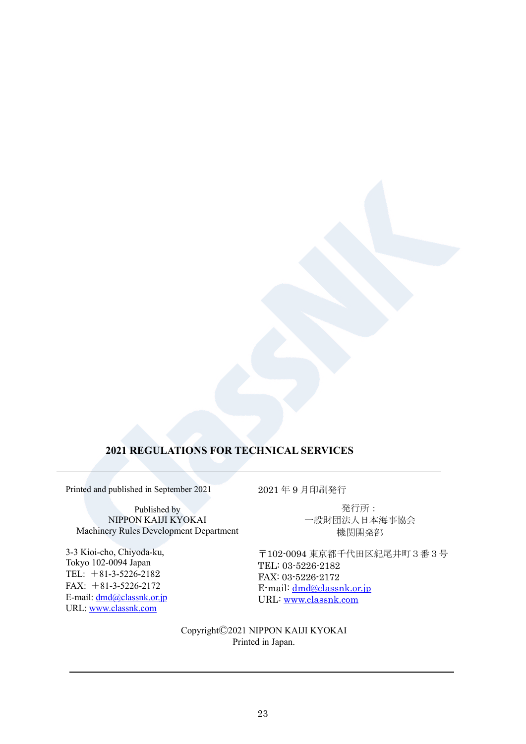**2021 REGULATIONS FOR TECHNICAL SERVICES**

---

Printed and published in September 2021

Published by
NIPPON KAIJI KYOKAI
Machinery Rules Development Department

3-3 Kioi-cho, Chiyoda-ku,
Tokyo 102-0094 Japan
TEL: ＋81-3-5226-2182
FAX: ＋81-3-5226-2172
E-mail: dmd@classnk.or.jp
URL: www.classnk.com

2021 年 9 月印刷発行

発行所：
一般財団法人日本海事協会
機関開発部

〒102-0094 東京都千代田区紀尾井町 3 番 3 号
TEL: 03-5226-2182
FAX: 03-5226-2172
E-mail: dmd@classnk.or.jp
URL: www.classnk.com

Copyright©2021 NIPPON KAIJI KYOKAI
Printed in Japan.